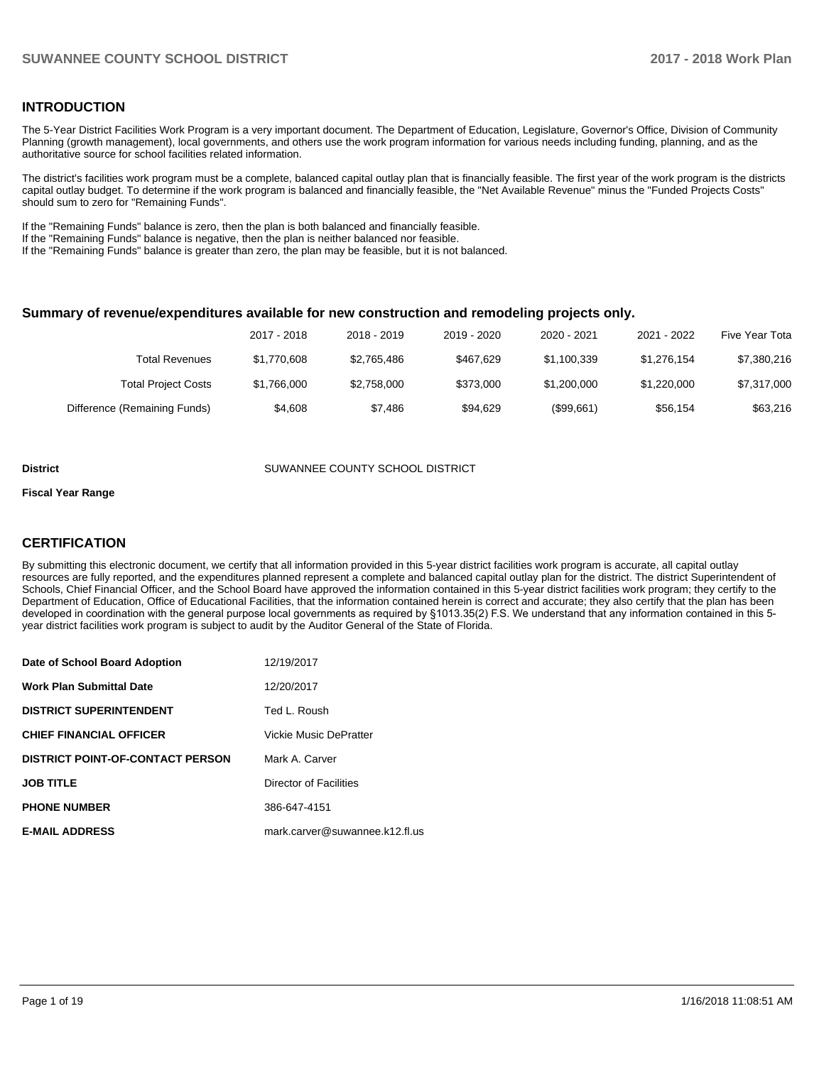## INTRODUCTION

The 5-Year District Facilities Work Program is a very important document. The Department of Education, Legislature, Governor's Office, Division of Community Planning (growth management), local governments, and others use the work program information for various needs including funding, planning, and as the authoritative source for school facilities related information.

The district's facilities work program must be a complete, balanced capital outlay plan that is financially feasible. The first year of the work program is the districts capital outlay budget. To determine if the work program is balanced and financially feasible, the "Net Available Revenue" minus the "Funded Projects Costs" should sum to zero for "Remaining Funds".

If the "Remaining Funds" balance is zero, then the plan is both balanced and financially feasible.
If the "Remaining Funds" balance is negative, then the plan is neither balanced nor feasible.
If the "Remaining Funds" balance is greater than zero, the plan may be feasible, but it is not balanced.

### Summary of revenue/expenditures available for new construction and remodeling projects only.

| | 2017 - 2018 | 2018 - 2019 | 2019 - 2020 | 2020 - 2021 | 2021 - 2022 | Five Year Tota |
|---|---|---|---|---|---|---|
| Total Revenues | $1,770,608 | $2,765,486 | $467,629 | $1,100,339 | $1,276,154 | $7,380,216 |
| Total Project Costs | $1,766,000 | $2,758,000 | $373,000 | $1,200,000 | $1,220,000 | $7,317,000 |
| Difference (Remaining Funds) | $4,608 | $7,486 | $94,629 | ($99,661) | $56,154 | $63,216 |

**District** SUWANNEE COUNTY SCHOOL DISTRICT

**Fiscal Year Range**

## CERTIFICATION

By submitting this electronic document, we certify that all information provided in this 5-year district facilities work program is accurate, all capital outlay resources are fully reported, and the expenditures planned represent a complete and balanced capital outlay plan for the district. The district Superintendent of Schools, Chief Financial Officer, and the School Board have approved the information contained in this 5-year district facilities work program; they certify to the Department of Education, Office of Educational Facilities, that the information contained herein is correct and accurate; they also certify that the plan has been developed in coordination with the general purpose local governments as required by §1013.35(2) F.S. We understand that any information contained in this 5-year district facilities work program is subject to audit by the Auditor General of the State of Florida.

| | |
|---|---|
| **Date of School Board Adoption** | 12/19/2017 |
| **Work Plan Submittal Date** | 12/20/2017 |
| **DISTRICT SUPERINTENDENT** | Ted L. Roush |
| **CHIEF FINANCIAL OFFICER** | Vickie Music DePratter |
| **DISTRICT POINT-OF-CONTACT PERSON** | Mark A. Carver |
| **JOB TITLE** | Director of Facilities |
| **PHONE NUMBER** | 386-647-4151 |
| **E-MAIL ADDRESS** | mark.carver@suwannee.k12.fl.us |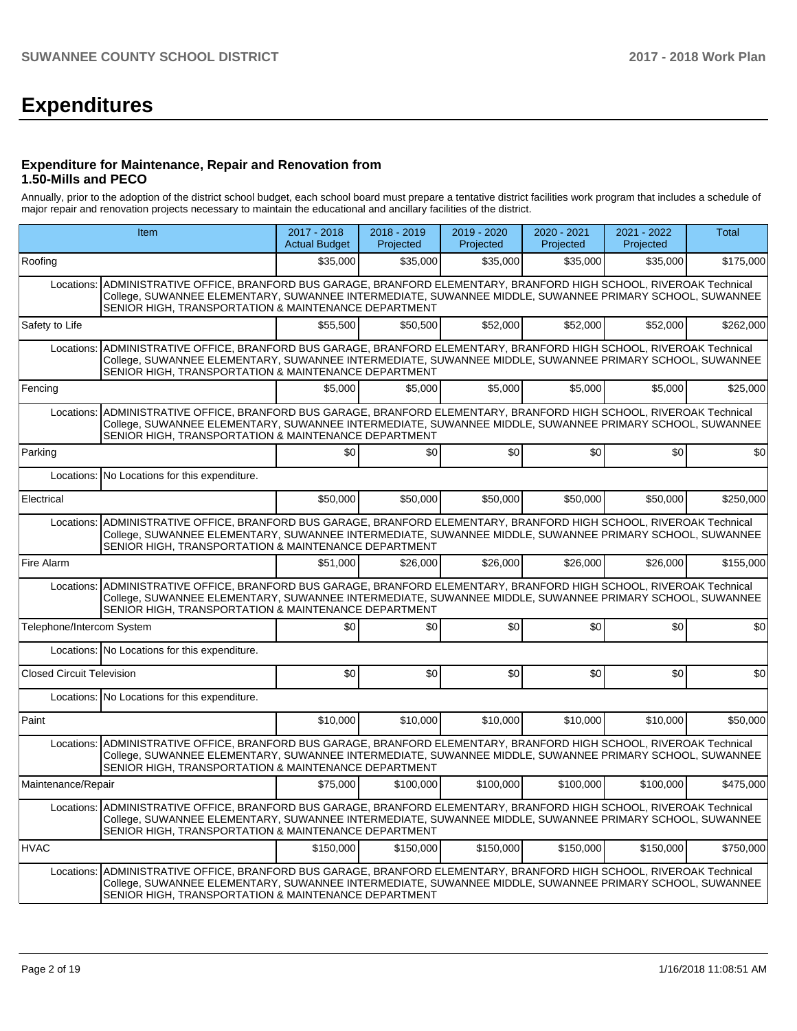# Expenditures

### Expenditure for Maintenance, Repair and Renovation from 1.50-Mills and PECO

Annually, prior to the adoption of the district school budget, each school board must prepare a tentative district facilities work program that includes a schedule of major repair and renovation projects necessary to maintain the educational and ancillary facilities of the district.

| Item | | 2017 - 2018 Actual Budget | 2018 - 2019 Projected | 2019 - 2020 Projected | 2020 - 2021 Projected | 2021 - 2022 Projected | Total |
|---|---|---|---|---|---|---|---|
| Roofing | | $35,000 | $35,000 | $35,000 | $35,000 | $35,000 | $175,000 |
| Locations: | ADMINISTRATIVE OFFICE, BRANFORD BUS GARAGE, BRANFORD ELEMENTARY, BRANFORD HIGH SCHOOL, RIVEROAK Technical College, SUWANNEE ELEMENTARY, SUWANNEE INTERMEDIATE, SUWANNEE MIDDLE, SUWANNEE PRIMARY SCHOOL, SUWANNEE SENIOR HIGH, TRANSPORTATION & MAINTENANCE DEPARTMENT | | | | | | |
| Safety to Life | | $55,500 | $50,500 | $52,000 | $52,000 | $52,000 | $262,000 |
| Locations: | ADMINISTRATIVE OFFICE, BRANFORD BUS GARAGE, BRANFORD ELEMENTARY, BRANFORD HIGH SCHOOL, RIVEROAK Technical College, SUWANNEE ELEMENTARY, SUWANNEE INTERMEDIATE, SUWANNEE MIDDLE, SUWANNEE PRIMARY SCHOOL, SUWANNEE SENIOR HIGH, TRANSPORTATION & MAINTENANCE DEPARTMENT | | | | | | |
| Fencing | | $5,000 | $5,000 | $5,000 | $5,000 | $5,000 | $25,000 |
| Locations: | ADMINISTRATIVE OFFICE, BRANFORD BUS GARAGE, BRANFORD ELEMENTARY, BRANFORD HIGH SCHOOL, RIVEROAK Technical College, SUWANNEE ELEMENTARY, SUWANNEE INTERMEDIATE, SUWANNEE MIDDLE, SUWANNEE PRIMARY SCHOOL, SUWANNEE SENIOR HIGH, TRANSPORTATION & MAINTENANCE DEPARTMENT | | | | | | |
| Parking | | $0 | $0 | $0 | $0 | $0 | $0 |
| Locations: | No Locations for this expenditure. | | | | | | |
| Electrical | | $50,000 | $50,000 | $50,000 | $50,000 | $50,000 | $250,000 |
| Locations: | ADMINISTRATIVE OFFICE, BRANFORD BUS GARAGE, BRANFORD ELEMENTARY, BRANFORD HIGH SCHOOL, RIVEROAK Technical College, SUWANNEE ELEMENTARY, SUWANNEE INTERMEDIATE, SUWANNEE MIDDLE, SUWANNEE PRIMARY SCHOOL, SUWANNEE SENIOR HIGH, TRANSPORTATION & MAINTENANCE DEPARTMENT | | | | | | |
| Fire Alarm | | $51,000 | $26,000 | $26,000 | $26,000 | $26,000 | $155,000 |
| Locations: | ADMINISTRATIVE OFFICE, BRANFORD BUS GARAGE, BRANFORD ELEMENTARY, BRANFORD HIGH SCHOOL, RIVEROAK Technical College, SUWANNEE ELEMENTARY, SUWANNEE INTERMEDIATE, SUWANNEE MIDDLE, SUWANNEE PRIMARY SCHOOL, SUWANNEE SENIOR HIGH, TRANSPORTATION & MAINTENANCE DEPARTMENT | | | | | | |
| Telephone/Intercom System | | $0 | $0 | $0 | $0 | $0 | $0 |
| Locations: | No Locations for this expenditure. | | | | | | |
| Closed Circuit Television | | $0 | $0 | $0 | $0 | $0 | $0 |
| Locations: | No Locations for this expenditure. | | | | | | |
| Paint | | $10,000 | $10,000 | $10,000 | $10,000 | $10,000 | $50,000 |
| Locations: | ADMINISTRATIVE OFFICE, BRANFORD BUS GARAGE, BRANFORD ELEMENTARY, BRANFORD HIGH SCHOOL, RIVEROAK Technical College, SUWANNEE ELEMENTARY, SUWANNEE INTERMEDIATE, SUWANNEE MIDDLE, SUWANNEE PRIMARY SCHOOL, SUWANNEE SENIOR HIGH, TRANSPORTATION & MAINTENANCE DEPARTMENT | | | | | | |
| Maintenance/Repair | | $75,000 | $100,000 | $100,000 | $100,000 | $100,000 | $475,000 |
| Locations: | ADMINISTRATIVE OFFICE, BRANFORD BUS GARAGE, BRANFORD ELEMENTARY, BRANFORD HIGH SCHOOL, RIVEROAK Technical College, SUWANNEE ELEMENTARY, SUWANNEE INTERMEDIATE, SUWANNEE MIDDLE, SUWANNEE PRIMARY SCHOOL, SUWANNEE SENIOR HIGH, TRANSPORTATION & MAINTENANCE DEPARTMENT | | | | | | |
| HVAC | | $150,000 | $150,000 | $150,000 | $150,000 | $150,000 | $750,000 |
| Locations: | ADMINISTRATIVE OFFICE, BRANFORD BUS GARAGE, BRANFORD ELEMENTARY, BRANFORD HIGH SCHOOL, RIVEROAK Technical College, SUWANNEE ELEMENTARY, SUWANNEE INTERMEDIATE, SUWANNEE MIDDLE, SUWANNEE PRIMARY SCHOOL, SUWANNEE SENIOR HIGH, TRANSPORTATION & MAINTENANCE DEPARTMENT | | | | | | |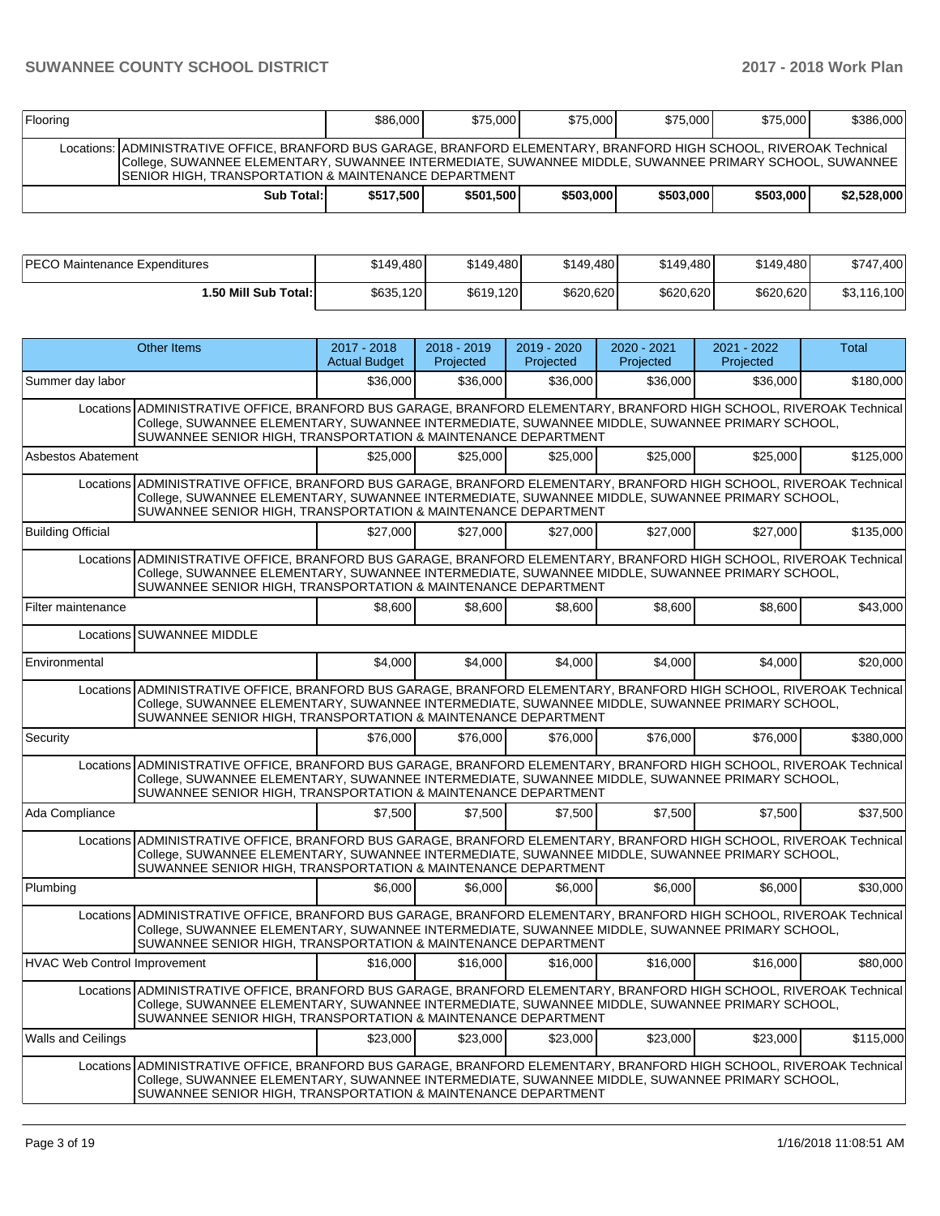| Flooring | $86,000 | $75,000 | $75,000 | $75,000 | $75,000 | $386,000 |
|---|---|---|---|---|---|---|
| Locations: ADMINISTRATIVE OFFICE, BRANFORD BUS GARAGE, BRANFORD ELEMENTARY, BRANFORD HIGH SCHOOL, RIVEROAK Technical College, SUWANNEE ELEMENTARY, SUWANNEE INTERMEDIATE, SUWANNEE MIDDLE, SUWANNEE PRIMARY SCHOOL, SUWANNEE SENIOR HIGH, TRANSPORTATION & MAINTENANCE DEPARTMENT | | | | | | |
| **Sub Total:** | **$517,500** | **$501,500** | **$503,000** | **$503,000** | **$503,000** | **$2,528,000** |

| PECO Maintenance Expenditures | $149,480 | $149,480 | $149,480 | $149,480 | $149,480 | $747,400 |
|---|---|---|---|---|---|---|
| **1.50 Mill Sub Total:** | $635,120 | $619,120 | $620,620 | $620,620 | $620,620 | $3,116,100 |

| Other Items | 2017 - 2018 Actual Budget | 2018 - 2019 Projected | 2019 - 2020 Projected | 2020 - 2021 Projected | 2021 - 2022 Projected | Total |
|---|---|---|---|---|---|---|
| Summer day labor | $36,000 | $36,000 | $36,000 | $36,000 | $36,000 | $180,000 |
| Locations ADMINISTRATIVE OFFICE, BRANFORD BUS GARAGE, BRANFORD ELEMENTARY, BRANFORD HIGH SCHOOL, RIVEROAK Technical College, SUWANNEE ELEMENTARY, SUWANNEE INTERMEDIATE, SUWANNEE MIDDLE, SUWANNEE PRIMARY SCHOOL, SUWANNEE SENIOR HIGH, TRANSPORTATION & MAINTENANCE DEPARTMENT | | | | | | |
| Asbestos Abatement | $25,000 | $25,000 | $25,000 | $25,000 | $25,000 | $125,000 |
| Locations ADMINISTRATIVE OFFICE, BRANFORD BUS GARAGE, BRANFORD ELEMENTARY, BRANFORD HIGH SCHOOL, RIVEROAK Technical College, SUWANNEE ELEMENTARY, SUWANNEE INTERMEDIATE, SUWANNEE MIDDLE, SUWANNEE PRIMARY SCHOOL, SUWANNEE SENIOR HIGH, TRANSPORTATION & MAINTENANCE DEPARTMENT | | | | | | |
| Building Official | $27,000 | $27,000 | $27,000 | $27,000 | $27,000 | $135,000 |
| Locations ADMINISTRATIVE OFFICE, BRANFORD BUS GARAGE, BRANFORD ELEMENTARY, BRANFORD HIGH SCHOOL, RIVEROAK Technical College, SUWANNEE ELEMENTARY, SUWANNEE INTERMEDIATE, SUWANNEE MIDDLE, SUWANNEE PRIMARY SCHOOL, SUWANNEE SENIOR HIGH, TRANSPORTATION & MAINTENANCE DEPARTMENT | | | | | | |
| Filter maintenance | $8,600 | $8,600 | $8,600 | $8,600 | $8,600 | $43,000 |
| Locations SUWANNEE MIDDLE | | | | | | |
| Environmental | $4,000 | $4,000 | $4,000 | $4,000 | $4,000 | $20,000 |
| Locations ADMINISTRATIVE OFFICE, BRANFORD BUS GARAGE, BRANFORD ELEMENTARY, BRANFORD HIGH SCHOOL, RIVEROAK Technical College, SUWANNEE ELEMENTARY, SUWANNEE INTERMEDIATE, SUWANNEE MIDDLE, SUWANNEE PRIMARY SCHOOL, SUWANNEE SENIOR HIGH, TRANSPORTATION & MAINTENANCE DEPARTMENT | | | | | | |
| Security | $76,000 | $76,000 | $76,000 | $76,000 | $76,000 | $380,000 |
| Locations ADMINISTRATIVE OFFICE, BRANFORD BUS GARAGE, BRANFORD ELEMENTARY, BRANFORD HIGH SCHOOL, RIVEROAK Technical College, SUWANNEE ELEMENTARY, SUWANNEE INTERMEDIATE, SUWANNEE MIDDLE, SUWANNEE PRIMARY SCHOOL, SUWANNEE SENIOR HIGH, TRANSPORTATION & MAINTENANCE DEPARTMENT | | | | | | |
| Ada Compliance | $7,500 | $7,500 | $7,500 | $7,500 | $7,500 | $37,500 |
| Locations ADMINISTRATIVE OFFICE, BRANFORD BUS GARAGE, BRANFORD ELEMENTARY, BRANFORD HIGH SCHOOL, RIVEROAK Technical College, SUWANNEE ELEMENTARY, SUWANNEE INTERMEDIATE, SUWANNEE MIDDLE, SUWANNEE PRIMARY SCHOOL, SUWANNEE SENIOR HIGH, TRANSPORTATION & MAINTENANCE DEPARTMENT | | | | | | |
| Plumbing | $6,000 | $6,000 | $6,000 | $6,000 | $6,000 | $30,000 |
| Locations ADMINISTRATIVE OFFICE, BRANFORD BUS GARAGE, BRANFORD ELEMENTARY, BRANFORD HIGH SCHOOL, RIVEROAK Technical College, SUWANNEE ELEMENTARY, SUWANNEE INTERMEDIATE, SUWANNEE MIDDLE, SUWANNEE PRIMARY SCHOOL, SUWANNEE SENIOR HIGH, TRANSPORTATION & MAINTENANCE DEPARTMENT | | | | | | |
| HVAC Web Control Improvement | $16,000 | $16,000 | $16,000 | $16,000 | $16,000 | $80,000 |
| Locations ADMINISTRATIVE OFFICE, BRANFORD BUS GARAGE, BRANFORD ELEMENTARY, BRANFORD HIGH SCHOOL, RIVEROAK Technical College, SUWANNEE ELEMENTARY, SUWANNEE INTERMEDIATE, SUWANNEE MIDDLE, SUWANNEE PRIMARY SCHOOL, SUWANNEE SENIOR HIGH, TRANSPORTATION & MAINTENANCE DEPARTMENT | | | | | | |
| Walls and Ceilings | $23,000 | $23,000 | $23,000 | $23,000 | $23,000 | $115,000 |
| Locations ADMINISTRATIVE OFFICE, BRANFORD BUS GARAGE, BRANFORD ELEMENTARY, BRANFORD HIGH SCHOOL, RIVEROAK Technical College, SUWANNEE ELEMENTARY, SUWANNEE INTERMEDIATE, SUWANNEE MIDDLE, SUWANNEE PRIMARY SCHOOL, SUWANNEE SENIOR HIGH, TRANSPORTATION & MAINTENANCE DEPARTMENT | | | | | | |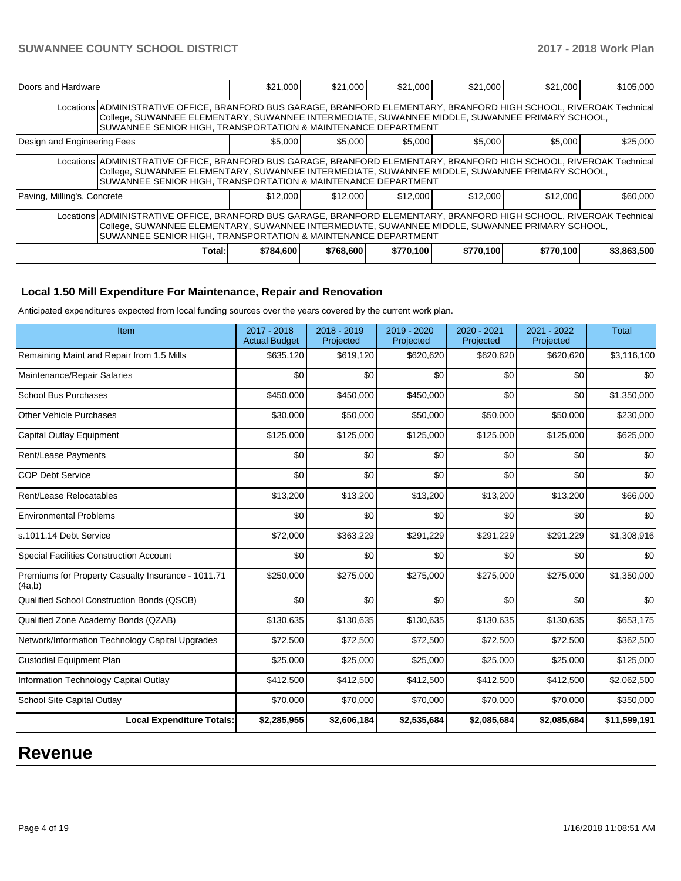| Doors and Hardware | $21,000 | $21,000 | $21,000 | $21,000 | $21,000 | $105,000 |
|---|---|---|---|---|---|---|
| Locations | ADMINISTRATIVE OFFICE, BRANFORD BUS GARAGE, BRANFORD ELEMENTARY, BRANFORD HIGH SCHOOL, RIVEROAK Technical College, SUWANNEE ELEMENTARY, SUWANNEE INTERMEDIATE, SUWANNEE MIDDLE, SUWANNEE PRIMARY SCHOOL, SUWANNEE SENIOR HIGH, TRANSPORTATION & MAINTENANCE DEPARTMENT | | | | | |
| Design and Engineering Fees | $5,000 | $5,000 | $5,000 | $5,000 | $5,000 | $25,000 |
| Locations | ADMINISTRATIVE OFFICE, BRANFORD BUS GARAGE, BRANFORD ELEMENTARY, BRANFORD HIGH SCHOOL, RIVEROAK Technical College, SUWANNEE ELEMENTARY, SUWANNEE INTERMEDIATE, SUWANNEE MIDDLE, SUWANNEE PRIMARY SCHOOL, SUWANNEE SENIOR HIGH, TRANSPORTATION & MAINTENANCE DEPARTMENT | | | | | |
| Paving, Milling's, Concrete | $12,000 | $12,000 | $12,000 | $12,000 | $12,000 | $60,000 |
| Locations | ADMINISTRATIVE OFFICE, BRANFORD BUS GARAGE, BRANFORD ELEMENTARY, BRANFORD HIGH SCHOOL, RIVEROAK Technical College, SUWANNEE ELEMENTARY, SUWANNEE INTERMEDIATE, SUWANNEE MIDDLE, SUWANNEE PRIMARY SCHOOL, SUWANNEE SENIOR HIGH, TRANSPORTATION & MAINTENANCE DEPARTMENT | | | | | |
| **Total:** | **$784,600** | **$768,600** | **$770,100** | **$770,100** | **$770,100** | **$3,863,500** |

### Local 1.50 Mill Expenditure For Maintenance, Repair and Renovation

Anticipated expenditures expected from local funding sources over the years covered by the current work plan.

| Item | 2017 - 2018 Actual Budget | 2018 - 2019 Projected | 2019 - 2020 Projected | 2020 - 2021 Projected | 2021 - 2022 Projected | Total |
|---|---|---|---|---|---|---|
| Remaining Maint and Repair from 1.5 Mills | $635,120 | $619,120 | $620,620 | $620,620 | $620,620 | $3,116,100 |
| Maintenance/Repair Salaries | $0 | $0 | $0 | $0 | $0 | $0 |
| School Bus Purchases | $450,000 | $450,000 | $450,000 | $0 | $0 | $1,350,000 |
| Other Vehicle Purchases | $30,000 | $50,000 | $50,000 | $50,000 | $50,000 | $230,000 |
| Capital Outlay Equipment | $125,000 | $125,000 | $125,000 | $125,000 | $125,000 | $625,000 |
| Rent/Lease Payments | $0 | $0 | $0 | $0 | $0 | $0 |
| COP Debt Service | $0 | $0 | $0 | $0 | $0 | $0 |
| Rent/Lease Relocatables | $13,200 | $13,200 | $13,200 | $13,200 | $13,200 | $66,000 |
| Environmental Problems | $0 | $0 | $0 | $0 | $0 | $0 |
| s.1011.14 Debt Service | $72,000 | $363,229 | $291,229 | $291,229 | $291,229 | $1,308,916 |
| Special Facilities Construction Account | $0 | $0 | $0 | $0 | $0 | $0 |
| Premiums for Property Casualty Insurance - 1011.71 (4a,b) | $250,000 | $275,000 | $275,000 | $275,000 | $275,000 | $1,350,000 |
| Qualified School Construction Bonds (QSCB) | $0 | $0 | $0 | $0 | $0 | $0 |
| Qualified Zone Academy Bonds (QZAB) | $130,635 | $130,635 | $130,635 | $130,635 | $130,635 | $653,175 |
| Network/Information Technology Capital Upgrades | $72,500 | $72,500 | $72,500 | $72,500 | $72,500 | $362,500 |
| Custodial Equipment Plan | $25,000 | $25,000 | $25,000 | $25,000 | $25,000 | $125,000 |
| Information Technology Capital Outlay | $412,500 | $412,500 | $412,500 | $412,500 | $412,500 | $2,062,500 |
| School Site Capital Outlay | $70,000 | $70,000 | $70,000 | $70,000 | $70,000 | $350,000 |
| **Local Expenditure Totals:** | **$2,285,955** | **$2,606,184** | **$2,535,684** | **$2,085,684** | **$2,085,684** | **$11,599,191** |

# Revenue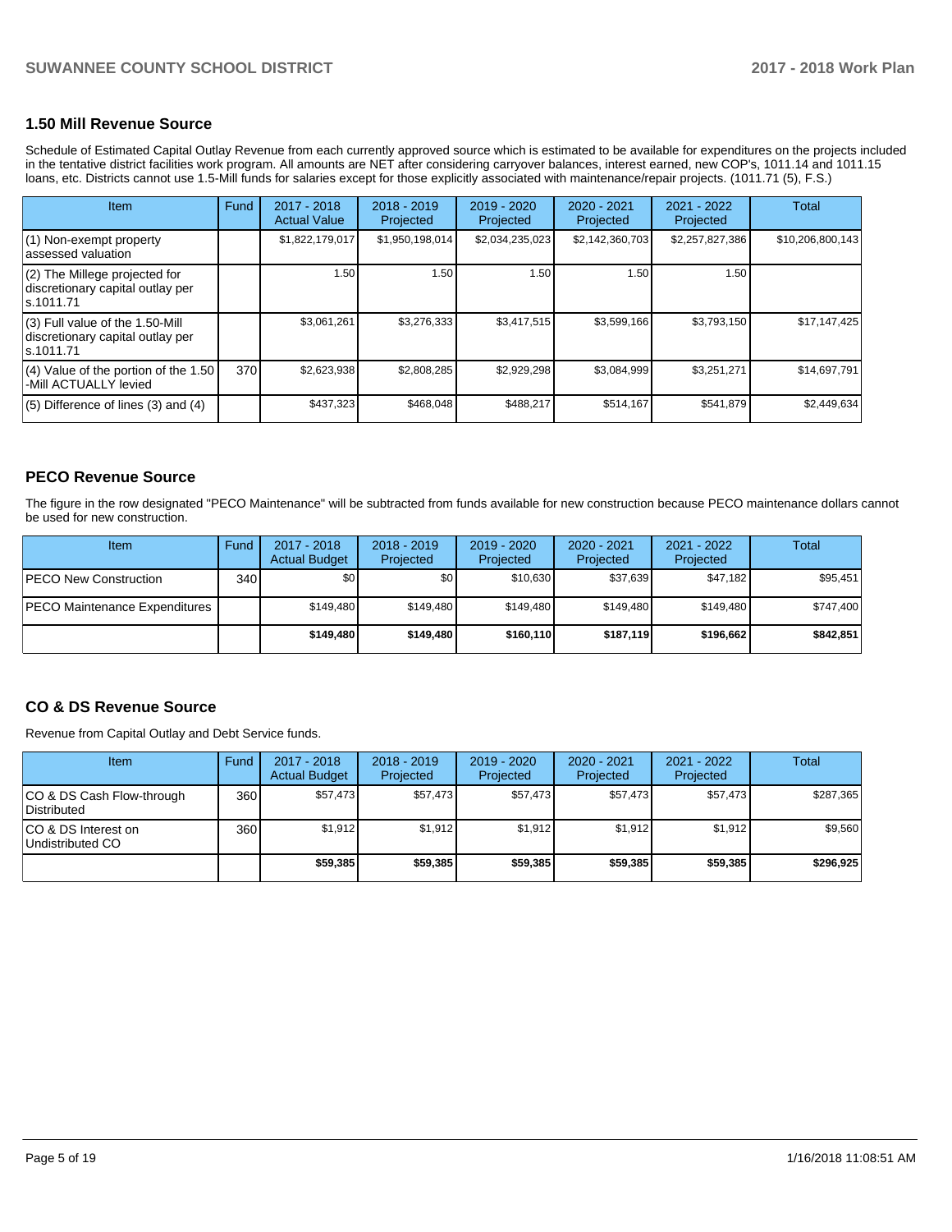## 1.50 Mill Revenue Source

Schedule of Estimated Capital Outlay Revenue from each currently approved source which is estimated to be available for expenditures on the projects included in the tentative district facilities work program. All amounts are NET after considering carryover balances, interest earned, new COP's, 1011.14 and 1011.15 loans, etc. Districts cannot use 1.5-Mill funds for salaries except for those explicitly associated with maintenance/repair projects. (1011.71 (5), F.S.)

| Item | Fund | 2017 - 2018 Actual Value | 2018 - 2019 Projected | 2019 - 2020 Projected | 2020 - 2021 Projected | 2021 - 2022 Projected | Total |
|---|---|---|---|---|---|---|---|
| (1) Non-exempt property assessed valuation | | $1,822,179,017 | $1,950,198,014 | $2,034,235,023 | $2,142,360,703 | $2,257,827,386 | $10,206,800,143 |
| (2) The Millege projected for discretionary capital outlay per s.1011.71 | | 1.50 | 1.50 | 1.50 | 1.50 | 1.50 | |
| (3) Full value of the 1.50-Mill discretionary capital outlay per s.1011.71 | | $3,061,261 | $3,276,333 | $3,417,515 | $3,599,166 | $3,793,150 | $17,147,425 |
| (4) Value of the portion of the 1.50 -Mill ACTUALLY levied | 370 | $2,623,938 | $2,808,285 | $2,929,298 | $3,084,999 | $3,251,271 | $14,697,791 |
| (5) Difference of lines (3) and (4) | | $437,323 | $468,048 | $488,217 | $514,167 | $541,879 | $2,449,634 |

## PECO Revenue Source

The figure in the row designated "PECO Maintenance" will be subtracted from funds available for new construction because PECO maintenance dollars cannot be used for new construction.

| Item | Fund | 2017 - 2018 Actual Budget | 2018 - 2019 Projected | 2019 - 2020 Projected | 2020 - 2021 Projected | 2021 - 2022 Projected | Total |
|---|---|---|---|---|---|---|---|
| PECO New Construction | 340 | $0 | $0 | $10,630 | $37,639 | $47,182 | $95,451 |
| PECO Maintenance Expenditures | | $149,480 | $149,480 | $149,480 | $149,480 | $149,480 | $747,400 |
| | | **$149,480** | **$149,480** | **$160,110** | **$187,119** | **$196,662** | **$842,851** |

## CO & DS Revenue Source

Revenue from Capital Outlay and Debt Service funds.

| Item | Fund | 2017 - 2018 Actual Budget | 2018 - 2019 Projected | 2019 - 2020 Projected | 2020 - 2021 Projected | 2021 - 2022 Projected | Total |
|---|---|---|---|---|---|---|---|
| CO & DS Cash Flow-through Distributed | 360 | $57,473 | $57,473 | $57,473 | $57,473 | $57,473 | $287,365 |
| CO & DS Interest on Undistributed CO | 360 | $1,912 | $1,912 | $1,912 | $1,912 | $1,912 | $9,560 |
| | | **$59,385** | **$59,385** | **$59,385** | **$59,385** | **$59,385** | **$296,925** |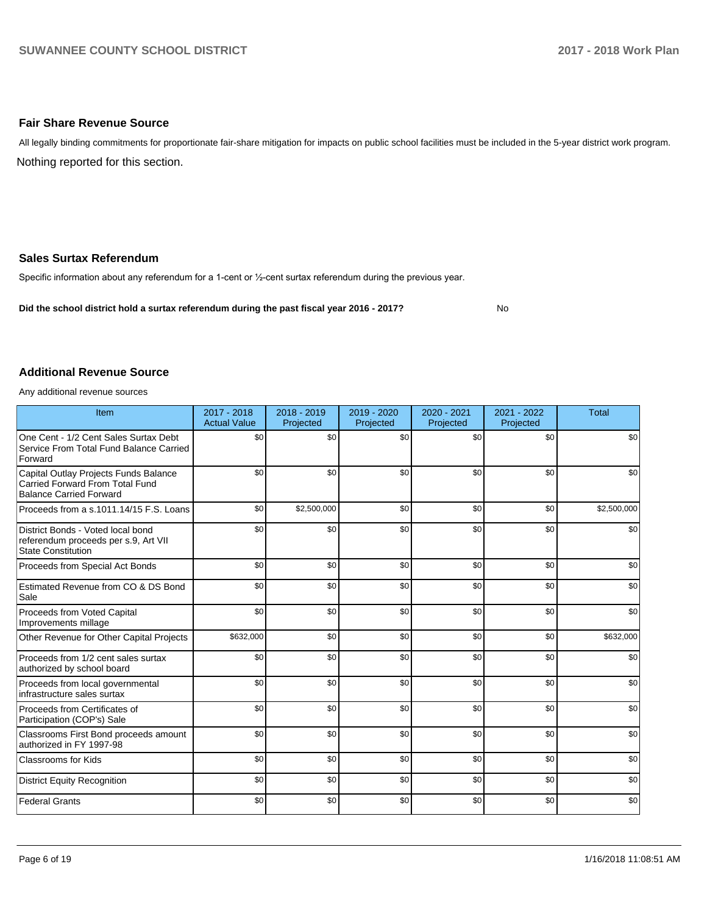## Fair Share Revenue Source

All legally binding commitments for proportionate fair-share mitigation for impacts on public school facilities must be included in the 5-year district work program.

Nothing reported for this section.

## Sales Surtax Referendum

Specific information about any referendum for a 1-cent or ½-cent surtax referendum during the previous year.

**Did the school district hold a surtax referendum during the past fiscal year 2016 - 2017?** No

## Additional Revenue Source

Any additional revenue sources

| Item | 2017 - 2018 Actual Value | 2018 - 2019 Projected | 2019 - 2020 Projected | 2020 - 2021 Projected | 2021 - 2022 Projected | Total |
|---|---|---|---|---|---|---|
| One Cent - 1/2 Cent Sales Surtax Debt Service From Total Fund Balance Carried Forward | $0 | $0 | $0 | $0 | $0 | $0 |
| Capital Outlay Projects Funds Balance Carried Forward From Total Fund Balance Carried Forward | $0 | $0 | $0 | $0 | $0 | $0 |
| Proceeds from a s.1011.14/15 F.S. Loans | $0 | $2,500,000 | $0 | $0 | $0 | $2,500,000 |
| District Bonds - Voted local bond referendum proceeds per s.9, Art VII State Constitution | $0 | $0 | $0 | $0 | $0 | $0 |
| Proceeds from Special Act Bonds | $0 | $0 | $0 | $0 | $0 | $0 |
| Estimated Revenue from CO & DS Bond Sale | $0 | $0 | $0 | $0 | $0 | $0 |
| Proceeds from Voted Capital Improvements millage | $0 | $0 | $0 | $0 | $0 | $0 |
| Other Revenue for Other Capital Projects | $632,000 | $0 | $0 | $0 | $0 | $632,000 |
| Proceeds from 1/2 cent sales surtax authorized by school board | $0 | $0 | $0 | $0 | $0 | $0 |
| Proceeds from local governmental infrastructure sales surtax | $0 | $0 | $0 | $0 | $0 | $0 |
| Proceeds from Certificates of Participation (COP's) Sale | $0 | $0 | $0 | $0 | $0 | $0 |
| Classrooms First Bond proceeds amount authorized in FY 1997-98 | $0 | $0 | $0 | $0 | $0 | $0 |
| Classrooms for Kids | $0 | $0 | $0 | $0 | $0 | $0 |
| District Equity Recognition | $0 | $0 | $0 | $0 | $0 | $0 |
| Federal Grants | $0 | $0 | $0 | $0 | $0 | $0 |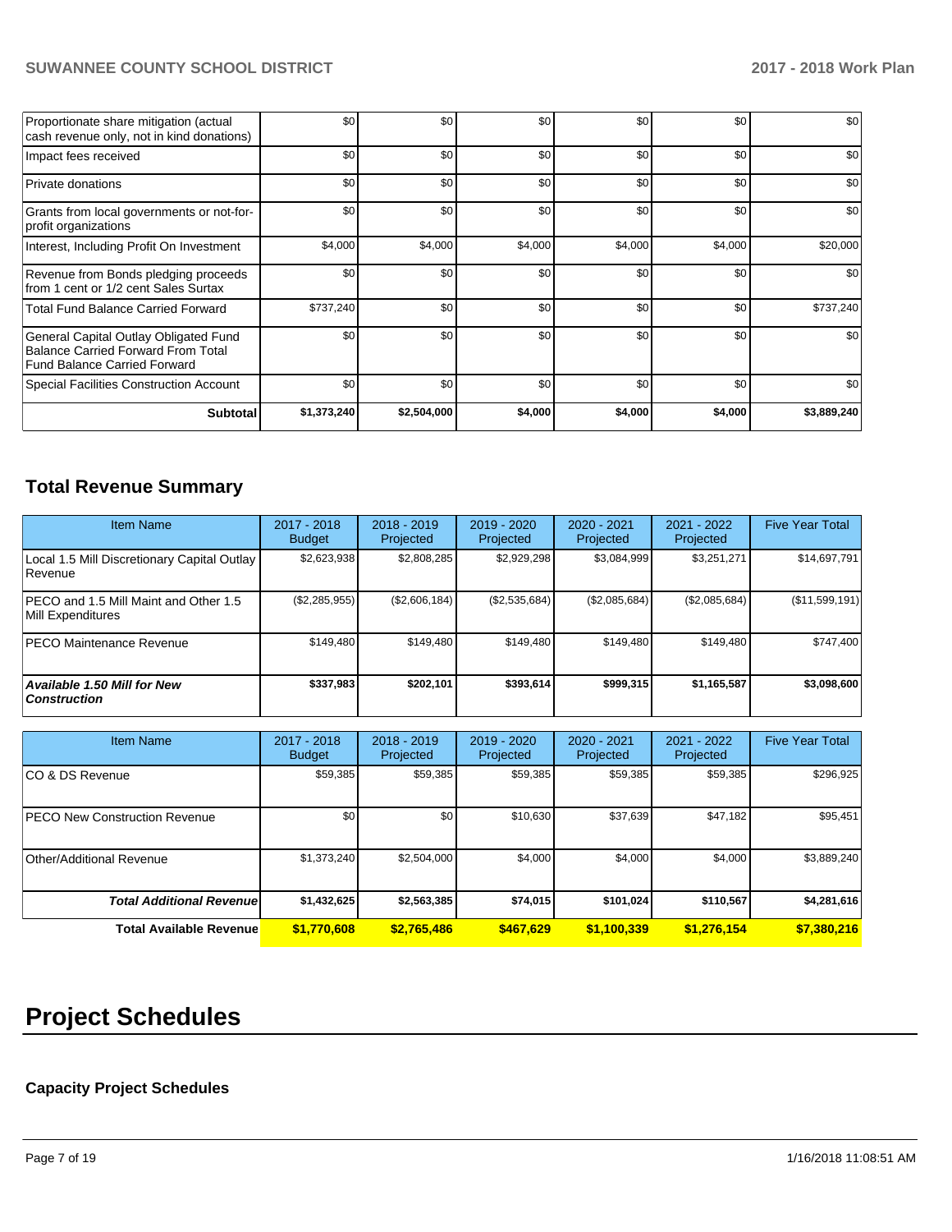| | | | | | | |
|---|---|---|---|---|---|---|
| Proportionate share mitigation (actual cash revenue only, not in kind donations) | $0 | $0 | $0 | $0 | $0 | $0 |
| Impact fees received | $0 | $0 | $0 | $0 | $0 | $0 |
| Private donations | $0 | $0 | $0 | $0 | $0 | $0 |
| Grants from local governments or not-for-profit organizations | $0 | $0 | $0 | $0 | $0 | $0 |
| Interest, Including Profit On Investment | $4,000 | $4,000 | $4,000 | $4,000 | $4,000 | $20,000 |
| Revenue from Bonds pledging proceeds from 1 cent or 1/2 cent Sales Surtax | $0 | $0 | $0 | $0 | $0 | $0 |
| Total Fund Balance Carried Forward | $737,240 | $0 | $0 | $0 | $0 | $737,240 |
| General Capital Outlay Obligated Fund Balance Carried Forward From Total Fund Balance Carried Forward | $0 | $0 | $0 | $0 | $0 | $0 |
| Special Facilities Construction Account | $0 | $0 | $0 | $0 | $0 | $0 |
| **Subtotal** | **$1,373,240** | **$2,504,000** | **$4,000** | **$4,000** | **$4,000** | **$3,889,240** |

## Total Revenue Summary

| Item Name | 2017 - 2018 Budget | 2018 - 2019 Projected | 2019 - 2020 Projected | 2020 - 2021 Projected | 2021 - 2022 Projected | Five Year Total |
|---|---|---|---|---|---|---|
| Local 1.5 Mill Discretionary Capital Outlay Revenue | $2,623,938 | $2,808,285 | $2,929,298 | $3,084,999 | $3,251,271 | $14,697,791 |
| PECO and 1.5 Mill Maint and Other 1.5 Mill Expenditures | ($2,285,955) | ($2,606,184) | ($2,535,684) | ($2,085,684) | ($2,085,684) | ($11,599,191) |
| PECO Maintenance Revenue | $149,480 | $149,480 | $149,480 | $149,480 | $149,480 | $747,400 |
| ***Available 1.50 Mill for New Construction*** | **$337,983** | **$202,101** | **$393,614** | **$999,315** | **$1,165,587** | **$3,098,600** |

| Item Name | 2017 - 2018 Budget | 2018 - 2019 Projected | 2019 - 2020 Projected | 2020 - 2021 Projected | 2021 - 2022 Projected | Five Year Total |
|---|---|---|---|---|---|---|
| CO & DS Revenue | $59,385 | $59,385 | $59,385 | $59,385 | $59,385 | $296,925 |
| PECO New Construction Revenue | $0 | $0 | $10,630 | $37,639 | $47,182 | $95,451 |
| Other/Additional Revenue | $1,373,240 | $2,504,000 | $4,000 | $4,000 | $4,000 | $3,889,240 |
| ***Total Additional Revenue*** | **$1,432,625** | **$2,563,385** | **$74,015** | **$101,024** | **$110,567** | **$4,281,616** |
| **Total Available Revenue** | **$1,770,608** | **$2,765,486** | **$467,629** | **$1,100,339** | **$1,276,154** | **$7,380,216** |

# Project Schedules

### Capacity Project Schedules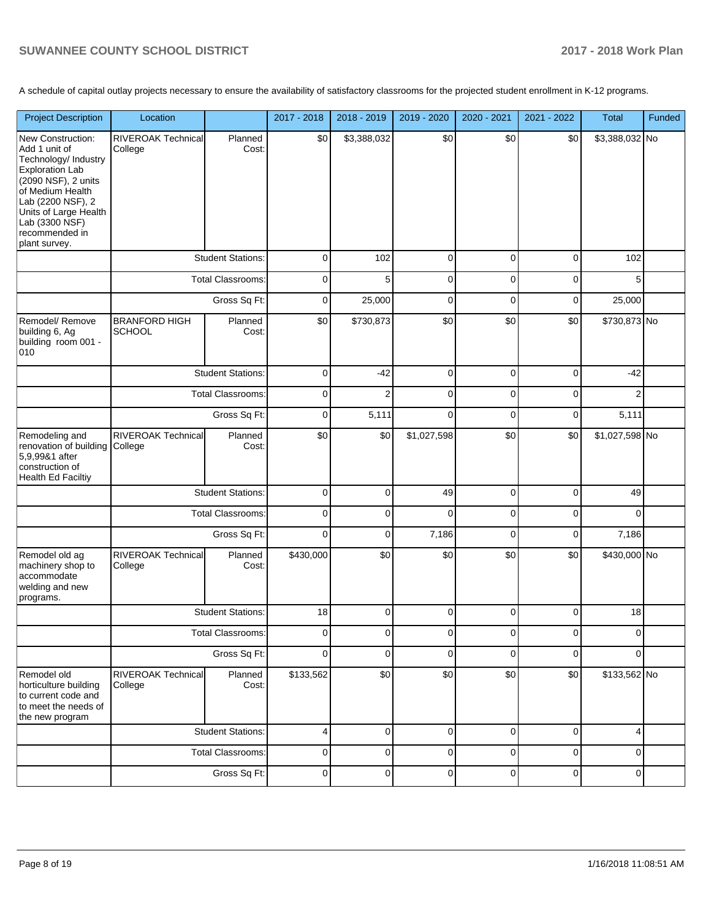A schedule of capital outlay projects necessary to ensure the availability of satisfactory classrooms for the projected student enrollment in K-12 programs.

| Project Description | Location | | 2017 - 2018 | 2018 - 2019 | 2019 - 2020 | 2020 - 2021 | 2021 - 2022 | Total | Funded |
|---|---|---|---|---|---|---|---|---|---|
| New Construction: Add 1 unit of Technology/ Industry Exploration Lab (2090 NSF), 2 units of Medium Health Lab (2200 NSF), 2 Units of Large Health Lab (3300 NSF) recommended in plant survey. | RIVEROAK Technical College | Planned Cost: | $0 | $3,388,032 | $0 | $0 | $0 | $3,388,032 | No |
| | | Student Stations: | 0 | 102 | 0 | 0 | 0 | 102 | |
| | | Total Classrooms: | 0 | 5 | 0 | 0 | 0 | 5 | |
| | | Gross Sq Ft: | 0 | 25,000 | 0 | 0 | 0 | 25,000 | |
| Remodel/ Remove building 6, Ag building room 001 - 010 | BRANFORD HIGH SCHOOL | Planned Cost: | $0 | $730,873 | $0 | $0 | $0 | $730,873 | No |
| | | Student Stations: | 0 | -42 | 0 | 0 | 0 | -42 | |
| | | Total Classrooms: | 0 | 2 | 0 | 0 | 0 | 2 | |
| | | Gross Sq Ft: | 0 | 5,111 | 0 | 0 | 0 | 5,111 | |
| Remodeling and renovation of building 5,9,99&1 after construction of Health Ed Faciltiy | RIVEROAK Technical College | Planned Cost: | $0 | $0 | $1,027,598 | $0 | $0 | $1,027,598 | No |
| | | Student Stations: | 0 | 0 | 49 | 0 | 0 | 49 | |
| | | Total Classrooms: | 0 | 0 | 0 | 0 | 0 | 0 | |
| | | Gross Sq Ft: | 0 | 0 | 7,186 | 0 | 0 | 7,186 | |
| Remodel old ag machinery shop to accommodate welding and new programs. | RIVEROAK Technical College | Planned Cost: | $430,000 | $0 | $0 | $0 | $0 | $430,000 | No |
| | | Student Stations: | 18 | 0 | 0 | 0 | 0 | 18 | |
| | | Total Classrooms: | 0 | 0 | 0 | 0 | 0 | 0 | |
| | | Gross Sq Ft: | 0 | 0 | 0 | 0 | 0 | 0 | |
| Remodel old horticulture building to current code and to meet the needs of the new program | RIVEROAK Technical College | Planned Cost: | $133,562 | $0 | $0 | $0 | $0 | $133,562 | No |
| | | Student Stations: | 4 | 0 | 0 | 0 | 0 | 4 | |
| | | Total Classrooms: | 0 | 0 | 0 | 0 | 0 | 0 | |
| | | Gross Sq Ft: | 0 | 0 | 0 | 0 | 0 | 0 | |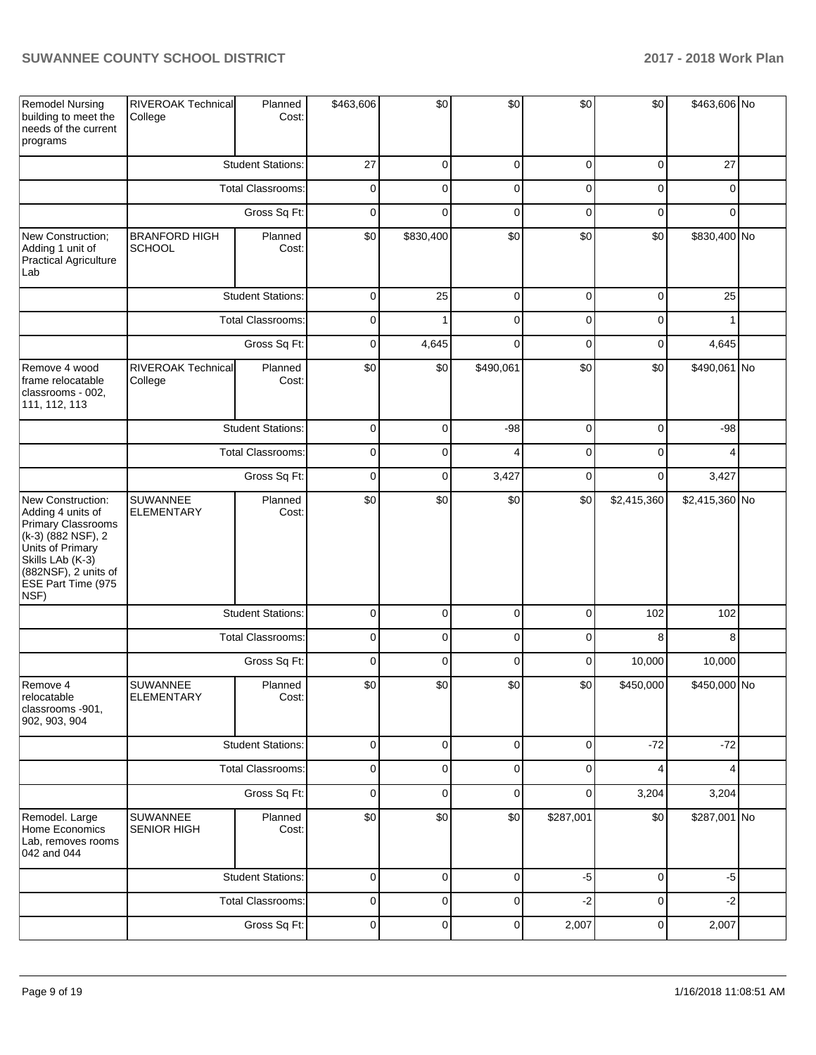| Remodel Nursing building to meet the needs of the current programs | RIVEROAK Technical College | Planned Cost: | $463,606 | $0 | $0 | $0 | $0 | $463,606 | No |
|---|---|---|---|---|---|---|---|---|---|
| | | Student Stations: | 27 | 0 | 0 | 0 | 0 | 27 | |
| | | Total Classrooms: | 0 | 0 | 0 | 0 | 0 | 0 | |
| | | Gross Sq Ft: | 0 | 0 | 0 | 0 | 0 | 0 | |
| New Construction; Adding 1 unit of Practical Agriculture Lab | BRANFORD HIGH SCHOOL | Planned Cost: | $0 | $830,400 | $0 | $0 | $0 | $830,400 | No |
| | | Student Stations: | 0 | 25 | 0 | 0 | 0 | 25 | |
| | | Total Classrooms: | 0 | 1 | 0 | 0 | 0 | 1 | |
| | | Gross Sq Ft: | 0 | 4,645 | 0 | 0 | 0 | 4,645 | |
| Remove 4 wood frame relocatable classrooms - 002, 111, 112, 113 | RIVEROAK Technical College | Planned Cost: | $0 | $0 | $490,061 | $0 | $0 | $490,061 | No |
| | | Student Stations: | 0 | 0 | -98 | 0 | 0 | -98 | |
| | | Total Classrooms: | 0 | 0 | 4 | 0 | 0 | 4 | |
| | | Gross Sq Ft: | 0 | 0 | 3,427 | 0 | 0 | 3,427 | |
| New Construction: Adding 4 units of Primary Classrooms (k-3) (882 NSF), 2 Units of Primary Skills LAb (K-3) (882NSF), 2 units of ESE Part Time (975 NSF) | SUWANNEE ELEMENTARY | Planned Cost: | $0 | $0 | $0 | $0 | $2,415,360 | $2,415,360 | No |
| | | Student Stations: | 0 | 0 | 0 | 0 | 102 | 102 | |
| | | Total Classrooms: | 0 | 0 | 0 | 0 | 8 | 8 | |
| | | Gross Sq Ft: | 0 | 0 | 0 | 0 | 10,000 | 10,000 | |
| Remove 4 relocatable classrooms -901, 902, 903, 904 | SUWANNEE ELEMENTARY | Planned Cost: | $0 | $0 | $0 | $0 | $450,000 | $450,000 | No |
| | | Student Stations: | 0 | 0 | 0 | 0 | -72 | -72 | |
| | | Total Classrooms: | 0 | 0 | 0 | 0 | 4 | 4 | |
| | | Gross Sq Ft: | 0 | 0 | 0 | 0 | 3,204 | 3,204 | |
| Remodel. Large Home Economics Lab, removes rooms 042 and 044 | SUWANNEE SENIOR HIGH | Planned Cost: | $0 | $0 | $0 | $287,001 | $0 | $287,001 | No |
| | | Student Stations: | 0 | 0 | 0 | -5 | 0 | -5 | |
| | | Total Classrooms: | 0 | 0 | 0 | -2 | 0 | -2 | |
| | | Gross Sq Ft: | 0 | 0 | 0 | 2,007 | 0 | 2,007 | |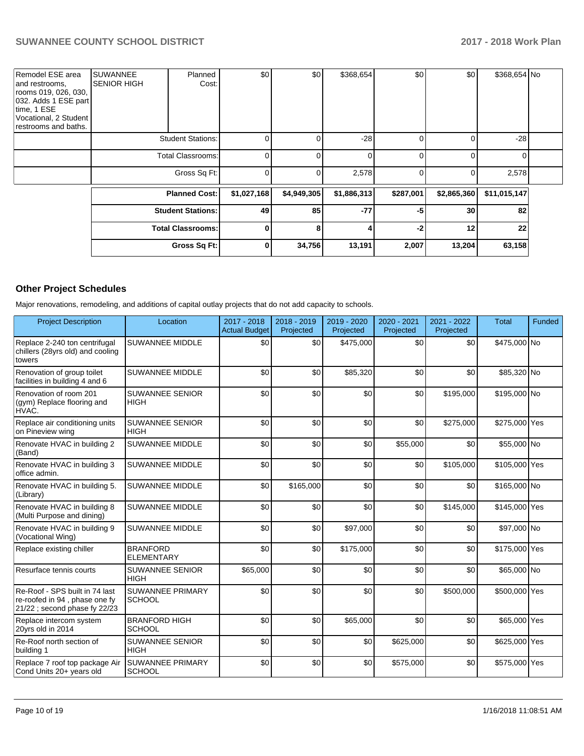| | | | | | | | | | |
|---|---|---|---|---|---|---|---|---|---|
| Remodel ESE area and restrooms, rooms 019, 026, 030, 032. Adds 1 ESE part time, 1 ESE Vocational, 2 Student restrooms and baths. | SUWANNEE SENIOR HIGH | Planned Cost: | $0 | $0 | $368,654 | $0 | $0 | $368,654 | No |
| | | Student Stations: | 0 | 0 | -28 | 0 | 0 | -28 | |
| | | Total Classrooms: | 0 | 0 | 0 | 0 | 0 | 0 | |
| | | Gross Sq Ft: | 0 | 0 | 2,578 | 0 | 0 | 2,578 | |
| | | **Planned Cost:** | **$1,027,168** | **$4,949,305** | **$1,886,313** | **$287,001** | **$2,865,360** | **$11,015,147** | |
| | | **Student Stations:** | **49** | **85** | **-77** | **-5** | **30** | **82** | |
| | | **Total Classrooms:** | **0** | **8** | **4** | **-2** | **12** | **22** | |
| | | **Gross Sq Ft:** | **0** | **34,756** | **13,191** | **2,007** | **13,204** | **63,158** | |

## Other Project Schedules

Major renovations, remodeling, and additions of capital outlay projects that do not add capacity to schools.

| Project Description | Location | 2017 - 2018 Actual Budget | 2018 - 2019 Projected | 2019 - 2020 Projected | 2020 - 2021 Projected | 2021 - 2022 Projected | Total | Funded |
|---|---|---|---|---|---|---|---|---|
| Replace 2-240 ton centrifugal chillers (28yrs old) and cooling towers | SUWANNEE MIDDLE | $0 | $0 | $475,000 | $0 | $0 | $475,000 | No |
| Renovation of group toilet facilities in building 4 and 6 | SUWANNEE MIDDLE | $0 | $0 | $85,320 | $0 | $0 | $85,320 | No |
| Renovation of room 201 (gym) Replace flooring and HVAC. | SUWANNEE SENIOR HIGH | $0 | $0 | $0 | $0 | $195,000 | $195,000 | No |
| Replace air conditioning units on Pineview wing | SUWANNEE SENIOR HIGH | $0 | $0 | $0 | $0 | $275,000 | $275,000 | Yes |
| Renovate HVAC in building 2 (Band) | SUWANNEE MIDDLE | $0 | $0 | $0 | $55,000 | $0 | $55,000 | No |
| Renovate HVAC in building 3 office admin. | SUWANNEE MIDDLE | $0 | $0 | $0 | $0 | $105,000 | $105,000 | Yes |
| Renovate HVAC in building 5. (Library) | SUWANNEE MIDDLE | $0 | $165,000 | $0 | $0 | $0 | $165,000 | No |
| Renovate HVAC in building 8 (Multi Purpose and dining) | SUWANNEE MIDDLE | $0 | $0 | $0 | $0 | $145,000 | $145,000 | Yes |
| Renovate HVAC in building 9 (Vocational Wing) | SUWANNEE MIDDLE | $0 | $0 | $97,000 | $0 | $0 | $97,000 | No |
| Replace existing chiller | BRANFORD ELEMENTARY | $0 | $0 | $175,000 | $0 | $0 | $175,000 | Yes |
| Resurface tennis courts | SUWANNEE SENIOR HIGH | $65,000 | $0 | $0 | $0 | $0 | $65,000 | No |
| Re-Roof - SPS built in 74 last re-roofed in 94 , phase one fy 21/22 ; second phase fy 22/23 | SUWANNEE PRIMARY SCHOOL | $0 | $0 | $0 | $0 | $500,000 | $500,000 | Yes |
| Replace intercom system 20yrs old in 2014 | BRANFORD HIGH SCHOOL | $0 | $0 | $65,000 | $0 | $0 | $65,000 | Yes |
| Re-Roof north section of building 1 | SUWANNEE SENIOR HIGH | $0 | $0 | $0 | $625,000 | $0 | $625,000 | Yes |
| Replace 7 roof top package Air Cond Units 20+ years old | SUWANNEE PRIMARY SCHOOL | $0 | $0 | $0 | $575,000 | $0 | $575,000 | Yes |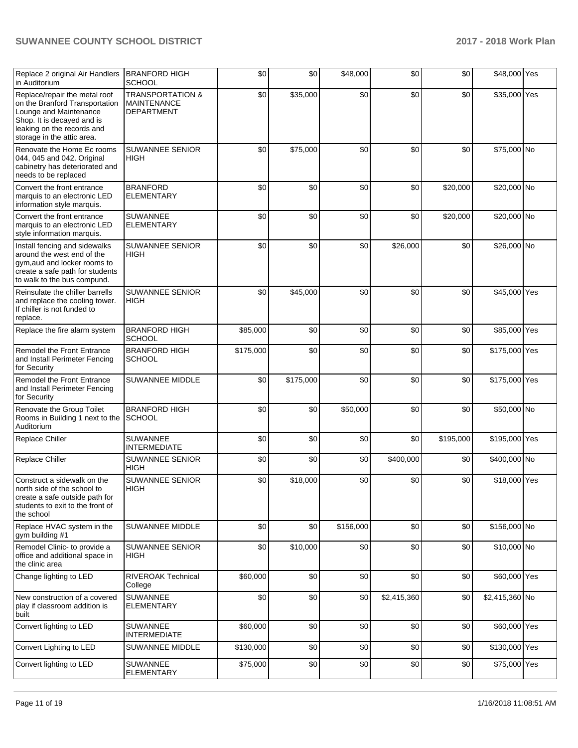| Replace 2 original Air Handlers in Auditorium | BRANFORD HIGH SCHOOL | $0 | $0 | $48,000 | $0 | $0 | $48,000 | Yes |
|---|---|---|---|---|---|---|---|---|
| Replace/repair the metal roof on the Branford Transportation Lounge and Maintenance Shop. It is decayed and is leaking on the records and storage in the attic area. | TRANSPORTATION & MAINTENANCE DEPARTMENT | $0 | $35,000 | $0 | $0 | $0 | $35,000 | Yes |
| Renovate the Home Ec rooms 044, 045 and 042. Original cabinetry has deteriorated and needs to be replaced | SUWANNEE SENIOR HIGH | $0 | $75,000 | $0 | $0 | $0 | $75,000 | No |
| Convert the front entrance marquis to an electronic LED information style marquis. | BRANFORD ELEMENTARY | $0 | $0 | $0 | $0 | $20,000 | $20,000 | No |
| Convert the front entrance marquis to an electronic LED style information marquis. | SUWANNEE ELEMENTARY | $0 | $0 | $0 | $0 | $20,000 | $20,000 | No |
| Install fencing and sidewalks around the west end of the gym,aud and locker rooms to create a safe path for students to walk to the bus compund. | SUWANNEE SENIOR HIGH | $0 | $0 | $0 | $26,000 | $0 | $26,000 | No |
| Reinsulate the chiller barrells and replace the cooling tower. If chiller is not funded to replace. | SUWANNEE SENIOR HIGH | $0 | $45,000 | $0 | $0 | $0 | $45,000 | Yes |
| Replace the fire alarm system | BRANFORD HIGH SCHOOL | $85,000 | $0 | $0 | $0 | $0 | $85,000 | Yes |
| Remodel the Front Entrance and Install Perimeter Fencing for Security | BRANFORD HIGH SCHOOL | $175,000 | $0 | $0 | $0 | $0 | $175,000 | Yes |
| Remodel the Front Entrance and Install Perimeter Fencing for Security | SUWANNEE MIDDLE | $0 | $175,000 | $0 | $0 | $0 | $175,000 | Yes |
| Renovate the Group Toilet Rooms in Building 1 next to the Auditorium | BRANFORD HIGH SCHOOL | $0 | $0 | $50,000 | $0 | $0 | $50,000 | No |
| Replace Chiller | SUWANNEE INTERMEDIATE | $0 | $0 | $0 | $0 | $195,000 | $195,000 | Yes |
| Replace Chiller | SUWANNEE SENIOR HIGH | $0 | $0 | $0 | $400,000 | $0 | $400,000 | No |
| Construct a sidewalk on the north side of the school to create a safe outside path for students to exit to the front of the school | SUWANNEE SENIOR HIGH | $0 | $18,000 | $0 | $0 | $0 | $18,000 | Yes |
| Replace HVAC system in the gym building #1 | SUWANNEE MIDDLE | $0 | $0 | $156,000 | $0 | $0 | $156,000 | No |
| Remodel Clinic- to provide a office and additional space in the clinic area | SUWANNEE SENIOR HIGH | $0 | $10,000 | $0 | $0 | $0 | $10,000 | No |
| Change lighting to LED | RIVEROAK Technical College | $60,000 | $0 | $0 | $0 | $0 | $60,000 | Yes |
| New construction of a covered play if classroom addition is built | SUWANNEE ELEMENTARY | $0 | $0 | $0 | $2,415,360 | $0 | $2,415,360 | No |
| Convert lighting to LED | SUWANNEE INTERMEDIATE | $60,000 | $0 | $0 | $0 | $0 | $60,000 | Yes |
| Convert Lighting to LED | SUWANNEE MIDDLE | $130,000 | $0 | $0 | $0 | $0 | $130,000 | Yes |
| Convert lighting to LED | SUWANNEE ELEMENTARY | $75,000 | $0 | $0 | $0 | $0 | $75,000 | Yes |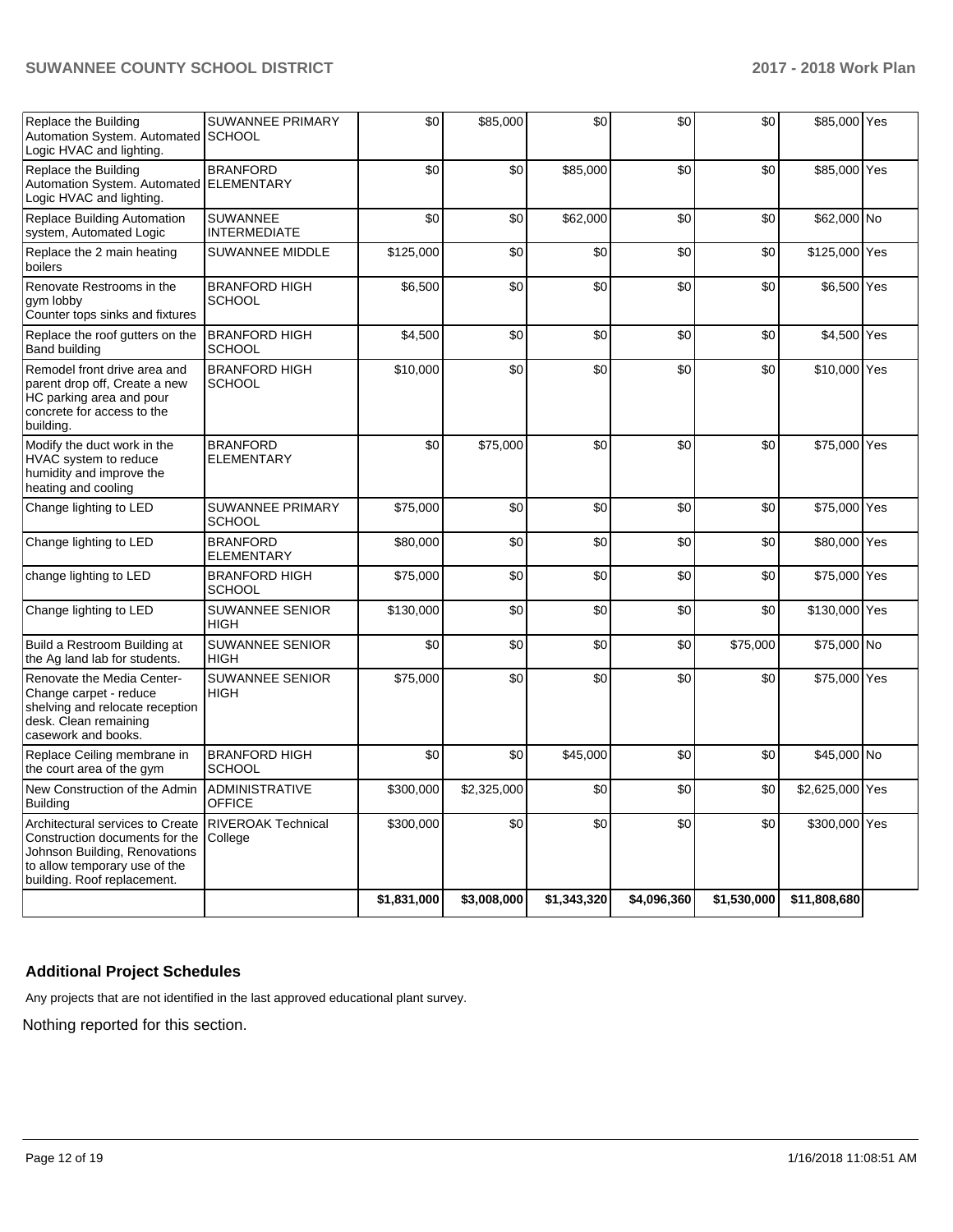| | | | | | | | | |
|---|---|---|---|---|---|---|---|---|
| Replace the Building Automation System. Automated Logic HVAC and lighting. | SUWANNEE PRIMARY SCHOOL | $0 | $85,000 | $0 | $0 | $0 | $85,000 | Yes |
| Replace the Building Automation System. Automated Logic HVAC and lighting. | BRANFORD ELEMENTARY | $0 | $0 | $85,000 | $0 | $0 | $85,000 | Yes |
| Replace Building Automation system, Automated Logic | SUWANNEE INTERMEDIATE | $0 | $0 | $62,000 | $0 | $0 | $62,000 | No |
| Replace the 2 main heating boilers | SUWANNEE MIDDLE | $125,000 | $0 | $0 | $0 | $0 | $125,000 | Yes |
| Renovate Restrooms in the gym lobby Counter tops sinks and fixtures | BRANFORD HIGH SCHOOL | $6,500 | $0 | $0 | $0 | $0 | $6,500 | Yes |
| Replace the roof gutters on the Band building | BRANFORD HIGH SCHOOL | $4,500 | $0 | $0 | $0 | $0 | $4,500 | Yes |
| Remodel front drive area and parent drop off, Create a new HC parking area and pour concrete for access to the building. | BRANFORD HIGH SCHOOL | $10,000 | $0 | $0 | $0 | $0 | $10,000 | Yes |
| Modify the duct work in the HVAC system to reduce humidity and improve the heating and cooling | BRANFORD ELEMENTARY | $0 | $75,000 | $0 | $0 | $0 | $75,000 | Yes |
| Change lighting to LED | SUWANNEE PRIMARY SCHOOL | $75,000 | $0 | $0 | $0 | $0 | $75,000 | Yes |
| Change lighting to LED | BRANFORD ELEMENTARY | $80,000 | $0 | $0 | $0 | $0 | $80,000 | Yes |
| change lighting to LED | BRANFORD HIGH SCHOOL | $75,000 | $0 | $0 | $0 | $0 | $75,000 | Yes |
| Change lighting to LED | SUWANNEE SENIOR HIGH | $130,000 | $0 | $0 | $0 | $0 | $130,000 | Yes |
| Build a Restroom Building at the Ag land lab for students. | SUWANNEE SENIOR HIGH | $0 | $0 | $0 | $0 | $75,000 | $75,000 | No |
| Renovate the Media Center- Change carpet - reduce shelving and relocate reception desk. Clean remaining casework and books. | SUWANNEE SENIOR HIGH | $75,000 | $0 | $0 | $0 | $0 | $75,000 | Yes |
| Replace Ceiling membrane in the court area of the gym | BRANFORD HIGH SCHOOL | $0 | $0 | $45,000 | $0 | $0 | $45,000 | No |
| New Construction of the Admin Building | ADMINISTRATIVE OFFICE | $300,000 | $2,325,000 | $0 | $0 | $0 | $2,625,000 | Yes |
| Architectural services to Create Construction documents for the Johnson Building, Renovations to allow temporary use of the building. Roof replacement. | RIVEROAK Technical College | $300,000 | $0 | $0 | $0 | $0 | $300,000 | Yes |
| | | $1,831,000 | $3,008,000 | $1,343,320 | $4,096,360 | $1,530,000 | $11,808,680 | |

## Additional Project Schedules

Any projects that are not identified in the last approved educational plant survey.

Nothing reported for this section.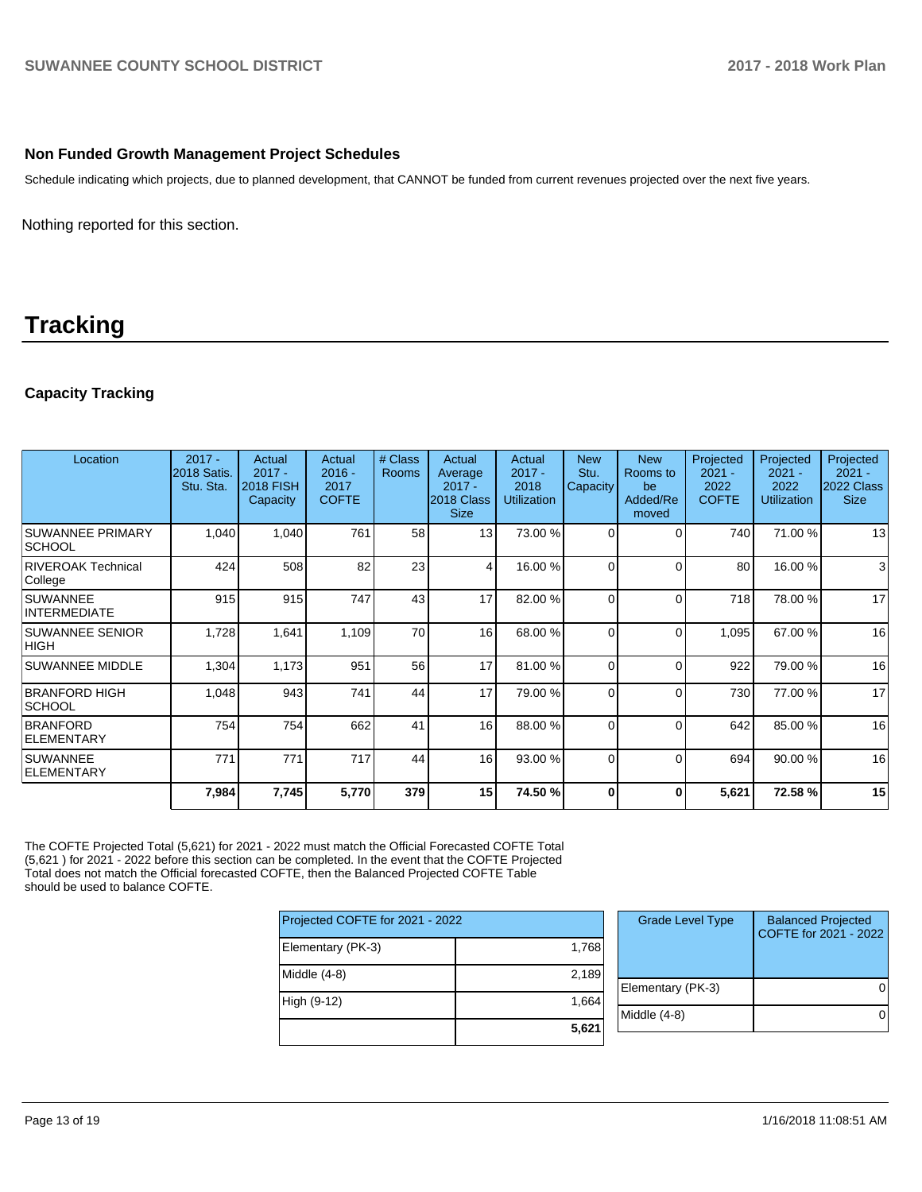### Non Funded Growth Management Project Schedules

Schedule indicating which projects, due to planned development, that CANNOT be funded from current revenues projected over the next five years.

Nothing reported for this section.

# Tracking

### Capacity Tracking

| Location | 2017 - 2018 Satis. Stu. Sta. | Actual 2017 - 2018 FISH Capacity | Actual 2016 - 2017 COFTE | # Class Rooms | Actual Average 2017 - 2018 Class Size | Actual 2017 - 2018 Utilization | New Stu. Capacity | New Rooms to be Added/Removed | Projected 2021 - 2022 COFTE | Projected 2021 - 2022 Utilization | Projected 2021 - 2022 Class Size |
|---|---|---|---|---|---|---|---|---|---|---|---|
| SUWANNEE PRIMARY SCHOOL | 1,040 | 1,040 | 761 | 58 | 13 | 73.00 % | 0 | 0 | 740 | 71.00 % | 13 |
| RIVEROAK Technical College | 424 | 508 | 82 | 23 | 4 | 16.00 % | 0 | 0 | 80 | 16.00 % | 3 |
| SUWANNEE INTERMEDIATE | 915 | 915 | 747 | 43 | 17 | 82.00 % | 0 | 0 | 718 | 78.00 % | 17 |
| SUWANNEE SENIOR HIGH | 1,728 | 1,641 | 1,109 | 70 | 16 | 68.00 % | 0 | 0 | 1,095 | 67.00 % | 16 |
| SUWANNEE MIDDLE | 1,304 | 1,173 | 951 | 56 | 17 | 81.00 % | 0 | 0 | 922 | 79.00 % | 16 |
| BRANFORD HIGH SCHOOL | 1,048 | 943 | 741 | 44 | 17 | 79.00 % | 0 | 0 | 730 | 77.00 % | 17 |
| BRANFORD ELEMENTARY | 754 | 754 | 662 | 41 | 16 | 88.00 % | 0 | 0 | 642 | 85.00 % | 16 |
| SUWANNEE ELEMENTARY | 771 | 771 | 717 | 44 | 16 | 93.00 % | 0 | 0 | 694 | 90.00 % | 16 |
| | **7,984** | **7,745** | **5,770** | **379** | **15** | **74.50 %** | **0** | **0** | **5,621** | **72.58 %** | **15** |

The COFTE Projected Total (5,621) for 2021 - 2022 must match the Official Forecasted COFTE Total (5,621 ) for 2021 - 2022 before this section can be completed. In the event that the COFTE Projected Total does not match the Official forecasted COFTE, then the Balanced Projected COFTE Table should be used to balance COFTE.

| Projected COFTE for 2021 - 2022 | |
|---|---|
| Elementary (PK-3) | 1,768 |
| Middle (4-8) | 2,189 |
| High (9-12) | 1,664 |
| | **5,621** |

| Grade Level Type | Balanced Projected COFTE for 2021 - 2022 |
|---|---|
| Elementary (PK-3) | 0 |
| Middle (4-8) | 0 |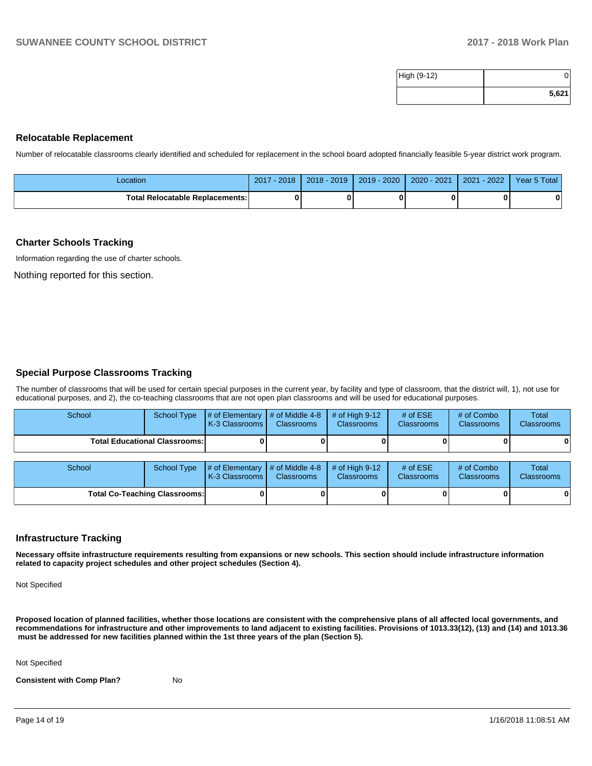| High (9-12) | 0 |
|---|---|
| | **5,621** |

### Relocatable Replacement

Number of relocatable classrooms clearly identified and scheduled for replacement in the school board adopted financially feasible 5-year district work program.

| Location | 2017 - 2018 | 2018 - 2019 | 2019 - 2020 | 2020 - 2021 | 2021 - 2022 | Year 5 Total |
|---|---|---|---|---|---|---|
| **Total Relocatable Replacements:** | **0** | **0** | **0** | **0** | **0** | **0** |

### Charter Schools Tracking

Information regarding the use of charter schools.

Nothing reported for this section.

### Special Purpose Classrooms Tracking

The number of classrooms that will be used for certain special purposes in the current year, by facility and type of classroom, that the district will, 1), not use for educational purposes, and 2), the co-teaching classrooms that are not open plan classrooms and will be used for educational purposes.

| School | School Type | # of Elementary K-3 Classrooms | # of Middle 4-8 Classrooms | # of High 9-12 Classrooms | # of ESE Classrooms | # of Combo Classrooms | Total Classrooms |
|---|---|---|---|---|---|---|---|
| **Total Educational Classrooms:** | | **0** | **0** | **0** | **0** | **0** | **0** |

| School | School Type | # of Elementary K-3 Classrooms | # of Middle 4-8 Classrooms | # of High 9-12 Classrooms | # of ESE Classrooms | # of Combo Classrooms | Total Classrooms |
|---|---|---|---|---|---|---|---|
| **Total Co-Teaching Classrooms:** | | **0** | **0** | **0** | **0** | **0** | **0** |

### Infrastructure Tracking

**Necessary offsite infrastructure requirements resulting from expansions or new schools. This section should include infrastructure information related to capacity project schedules and other project schedules (Section 4).**

Not Specified

**Proposed location of planned facilities, whether those locations are consistent with the comprehensive plans of all affected local governments, and recommendations for infrastructure and other improvements to land adjacent to existing facilities. Provisions of 1013.33(12), (13) and (14) and 1013.36 must be addressed for new facilities planned within the 1st three years of the plan (Section 5).**

Not Specified

**Consistent with Comp Plan?** No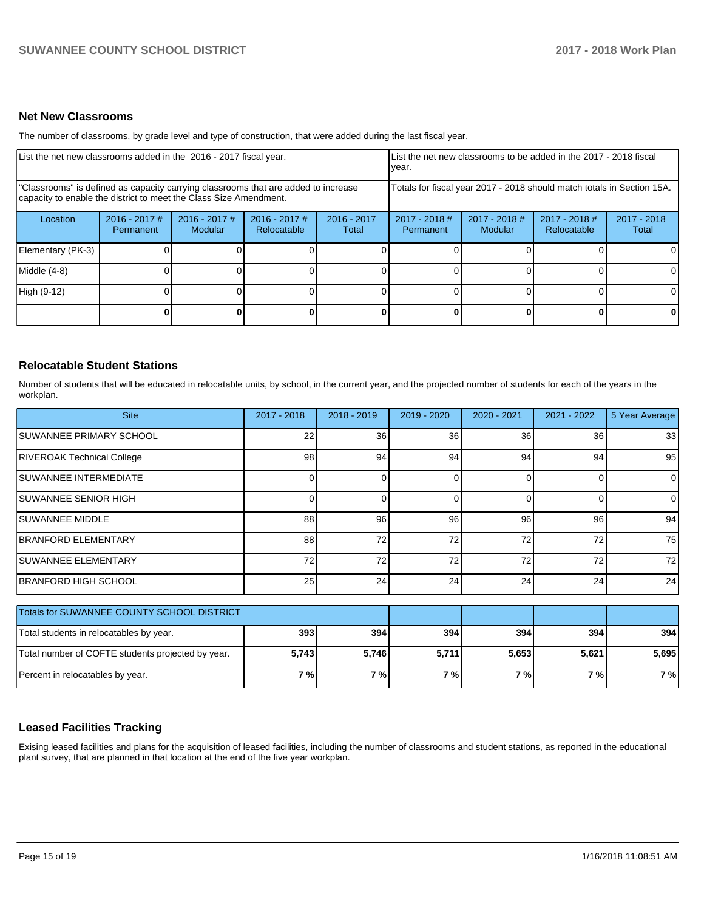## Net New Classrooms

The number of classrooms, by grade level and type of construction, that were added during the last fiscal year.

| List the net new classrooms added in the 2016 - 2017 fiscal year. | | | | | List the net new classrooms to be added in the 2017 - 2018 fiscal year. | | | |
|---|---|---|---|---|---|---|---|---|
| "Classrooms" is defined as capacity carrying classrooms that are added to increase capacity to enable the district to meet the Class Size Amendment. | | | | | Totals for fiscal year 2017 - 2018 should match totals in Section 15A. | | | |
| Location | 2016 - 2017 # Permanent | 2016 - 2017 # Modular | 2016 - 2017 # Relocatable | 2016 - 2017 Total | 2017 - 2018 # Permanent | 2017 - 2018 # Modular | 2017 - 2018 # Relocatable | 2017 - 2018 Total |
| Elementary (PK-3) | 0 | 0 | 0 | 0 | 0 | 0 | 0 | 0 |
| Middle (4-8) | 0 | 0 | 0 | 0 | 0 | 0 | 0 | 0 |
| High (9-12) | 0 | 0 | 0 | 0 | 0 | 0 | 0 | 0 |
| | **0** | **0** | **0** | **0** | **0** | **0** | **0** | **0** |

## Relocatable Student Stations

Number of students that will be educated in relocatable units, by school, in the current year, and the projected number of students for each of the years in the workplan.

| Site | 2017 - 2018 | 2018 - 2019 | 2019 - 2020 | 2020 - 2021 | 2021 - 2022 | 5 Year Average |
|---|---|---|---|---|---|---|
| SUWANNEE PRIMARY SCHOOL | 22 | 36 | 36 | 36 | 36 | 33 |
| RIVEROAK Technical College | 98 | 94 | 94 | 94 | 94 | 95 |
| SUWANNEE INTERMEDIATE | 0 | 0 | 0 | 0 | 0 | 0 |
| SUWANNEE SENIOR HIGH | 0 | 0 | 0 | 0 | 0 | 0 |
| SUWANNEE MIDDLE | 88 | 96 | 96 | 96 | 96 | 94 |
| BRANFORD ELEMENTARY | 88 | 72 | 72 | 72 | 72 | 75 |
| SUWANNEE ELEMENTARY | 72 | 72 | 72 | 72 | 72 | 72 |
| BRANFORD HIGH SCHOOL | 25 | 24 | 24 | 24 | 24 | 24 |

| Totals for SUWANNEE COUNTY SCHOOL DISTRICT | | | | | | |
|---|---|---|---|---|---|---|
| Total students in relocatables by year. | **393** | **394** | **394** | **394** | **394** | **394** |
| Total number of COFTE students projected by year. | **5,743** | **5,746** | **5,711** | **5,653** | **5,621** | **5,695** |
| Percent in relocatables by year. | **7 %** | **7 %** | **7 %** | **7 %** | **7 %** | **7 %** |

## Leased Facilities Tracking

Exising leased facilities and plans for the acquisition of leased facilities, including the number of classrooms and student stations, as reported in the educational plant survey, that are planned in that location at the end of the five year workplan.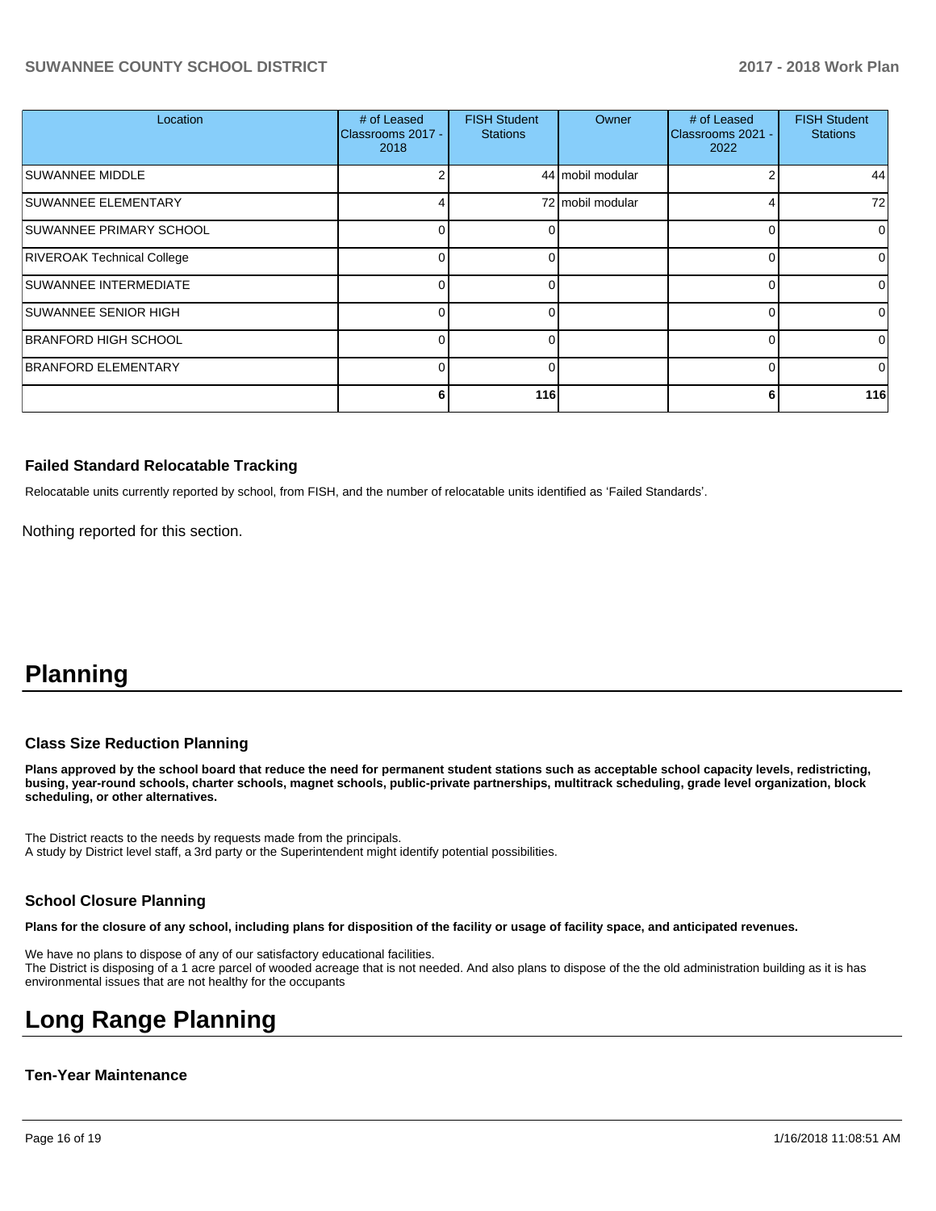| Location | # of Leased Classrooms 2017 - 2018 | FISH Student Stations | Owner | # of Leased Classrooms 2021 - 2022 | FISH Student Stations |
|---|---|---|---|---|---|
| SUWANNEE MIDDLE | 2 | 44 | mobil modular | 2 | 44 |
| SUWANNEE ELEMENTARY | 4 | 72 | mobil modular | 4 | 72 |
| SUWANNEE PRIMARY SCHOOL | 0 | 0 | | 0 | 0 |
| RIVEROAK Technical College | 0 | 0 | | 0 | 0 |
| SUWANNEE INTERMEDIATE | 0 | 0 | | 0 | 0 |
| SUWANNEE SENIOR HIGH | 0 | 0 | | 0 | 0 |
| BRANFORD HIGH SCHOOL | 0 | 0 | | 0 | 0 |
| BRANFORD ELEMENTARY | 0 | 0 | | 0 | 0 |
| | **6** | **116** | | **6** | **116** |

### Failed Standard Relocatable Tracking

Relocatable units currently reported by school, from FISH, and the number of relocatable units identified as 'Failed Standards'.

Nothing reported for this section.

# Planning

### Class Size Reduction Planning

**Plans approved by the school board that reduce the need for permanent student stations such as acceptable school capacity levels, redistricting, busing, year-round schools, charter schools, magnet schools, public-private partnerships, multitrack scheduling, grade level organization, block scheduling, or other alternatives.**

The District reacts to the needs by requests made from the principals.
A study by District level staff, a 3rd party or the Superintendent might identify potential possibilities.

### School Closure Planning

**Plans for the closure of any school, including plans for disposition of the facility or usage of facility space, and anticipated revenues.**

We have no plans to dispose of any of our satisfactory educational facilities.
The District is disposing of a 1 acre parcel of wooded acreage that is not needed. And also plans to dispose of the the old administration building as it is has environmental issues that are not healthy for the occupants

# Long Range Planning

### Ten-Year Maintenance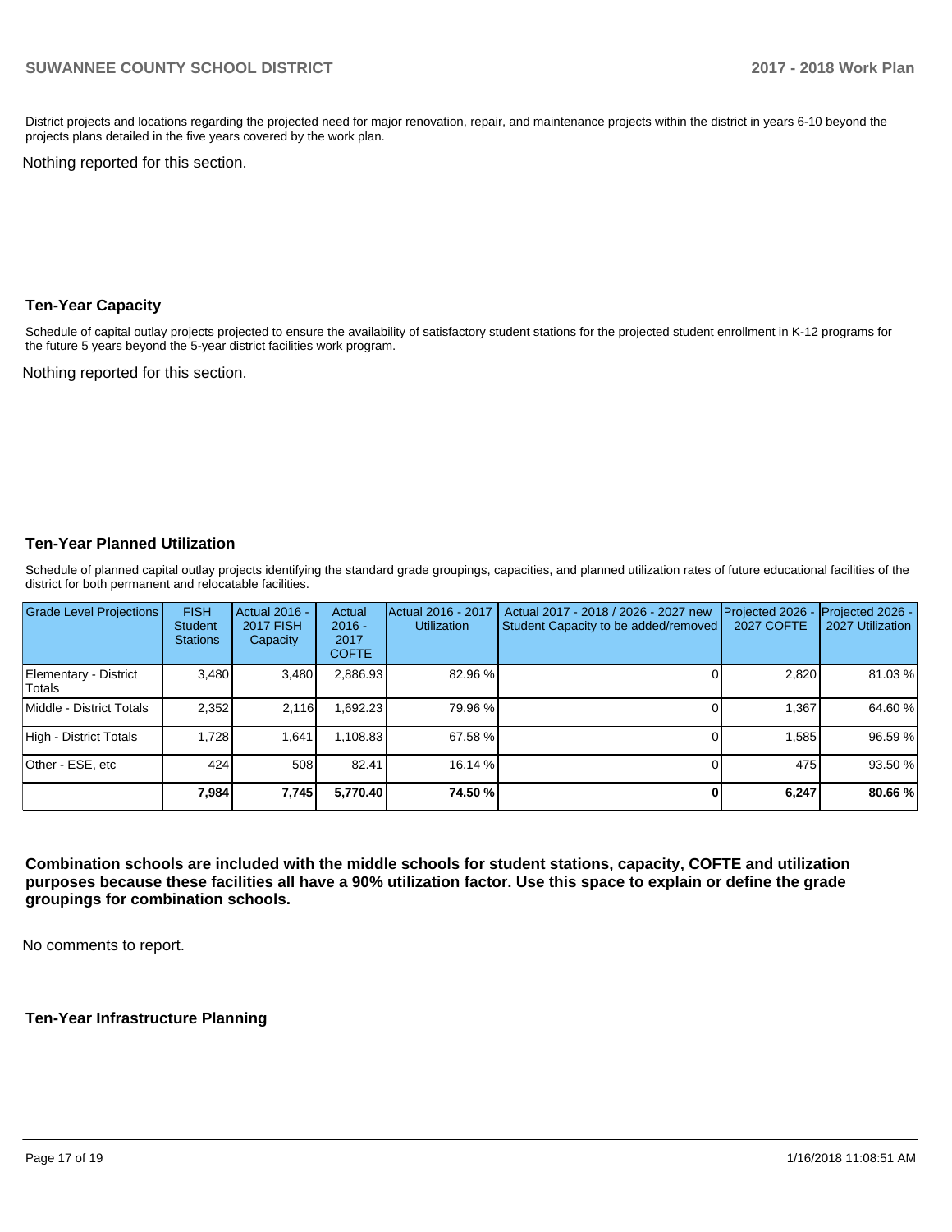District projects and locations regarding the projected need for major renovation, repair, and maintenance projects within the district in years 6-10 beyond the projects plans detailed in the five years covered by the work plan.

Nothing reported for this section.

## Ten-Year Capacity

Schedule of capital outlay projects projected to ensure the availability of satisfactory student stations for the projected student enrollment in K-12 programs for the future 5 years beyond the 5-year district facilities work program.

Nothing reported for this section.

## Ten-Year Planned Utilization

Schedule of planned capital outlay projects identifying the standard grade groupings, capacities, and planned utilization rates of future educational facilities of the district for both permanent and relocatable facilities.

| Grade Level Projections | FISH Student Stations | Actual 2016 - 2017 FISH Capacity | Actual 2016 - 2017 COFTE | Actual 2016 - 2017 Utilization | Actual 2017 - 2018 / 2026 - 2027 new Student Capacity to be added/removed | Projected 2026 - 2027 COFTE | Projected 2026 - 2027 Utilization |
|---|---|---|---|---|---|---|---|
| Elementary - District Totals | 3,480 | 3,480 | 2,886.93 | 82.96 % | 0 | 2,820 | 81.03 % |
| Middle - District Totals | 2,352 | 2,116 | 1,692.23 | 79.96 % | 0 | 1,367 | 64.60 % |
| High - District Totals | 1,728 | 1,641 | 1,108.83 | 67.58 % | 0 | 1,585 | 96.59 % |
| Other - ESE, etc | 424 | 508 | 82.41 | 16.14 % | 0 | 475 | 93.50 % |
| | **7,984** | **7,745** | **5,770.40** | **74.50 %** | **0** | **6,247** | **80.66 %** |

**Combination schools are included with the middle schools for student stations, capacity, COFTE and utilization purposes because these facilities all have a 90% utilization factor. Use this space to explain or define the grade groupings for combination schools.**

No comments to report.

## Ten-Year Infrastructure Planning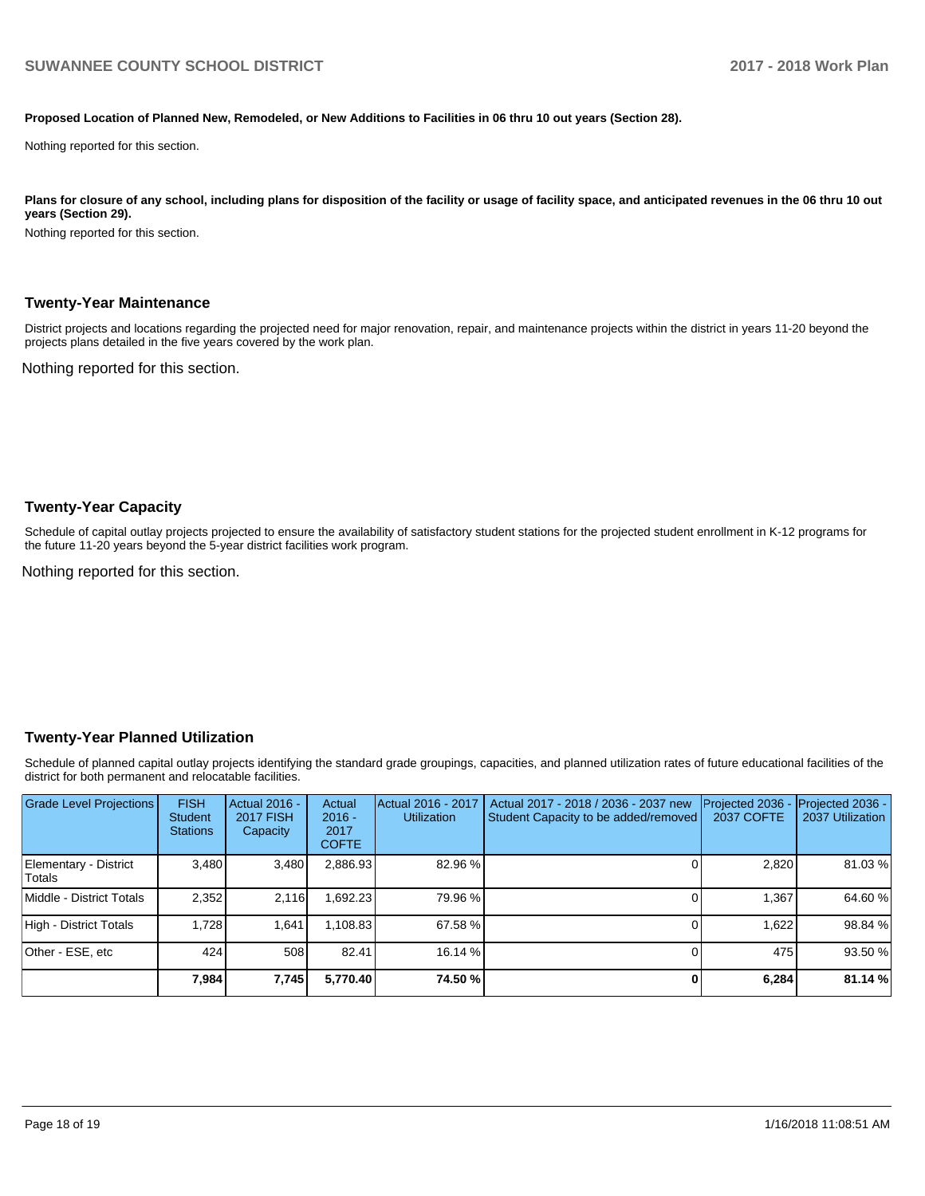**Proposed Location of Planned New, Remodeled, or New Additions to Facilities in 06 thru 10 out years (Section 28).**

Nothing reported for this section.

**Plans for closure of any school, including plans for disposition of the facility or usage of facility space, and anticipated revenues in the 06 thru 10 out years (Section 29).**

Nothing reported for this section.

## Twenty-Year Maintenance

District projects and locations regarding the projected need for major renovation, repair, and maintenance projects within the district in years 11-20 beyond the projects plans detailed in the five years covered by the work plan.

Nothing reported for this section.

## Twenty-Year Capacity

Schedule of capital outlay projects projected to ensure the availability of satisfactory student stations for the projected student enrollment in K-12 programs for the future 11-20 years beyond the 5-year district facilities work program.

Nothing reported for this section.

## Twenty-Year Planned Utilization

Schedule of planned capital outlay projects identifying the standard grade groupings, capacities, and planned utilization rates of future educational facilities of the district for both permanent and relocatable facilities.

| Grade Level Projections | FISH Student Stations | Actual 2016 - 2017 FISH Capacity | Actual 2016 - 2017 COFTE | Actual 2016 - 2017 Utilization | Actual 2017 - 2018 / 2036 - 2037 new Student Capacity to be added/removed | Projected 2036 - 2037 COFTE | Projected 2036 - 2037 Utilization |
|---|---|---|---|---|---|---|---|
| Elementary - District Totals | 3,480 | 3,480 | 2,886.93 | 82.96 % | 0 | 2,820 | 81.03 % |
| Middle - District Totals | 2,352 | 2,116 | 1,692.23 | 79.96 % | 0 | 1,367 | 64.60 % |
| High - District Totals | 1,728 | 1,641 | 1,108.83 | 67.58 % | 0 | 1,622 | 98.84 % |
| Other - ESE, etc | 424 | 508 | 82.41 | 16.14 % | 0 | 475 | 93.50 % |
| | **7,984** | **7,745** | **5,770.40** | **74.50 %** | **0** | **6,284** | **81.14 %** |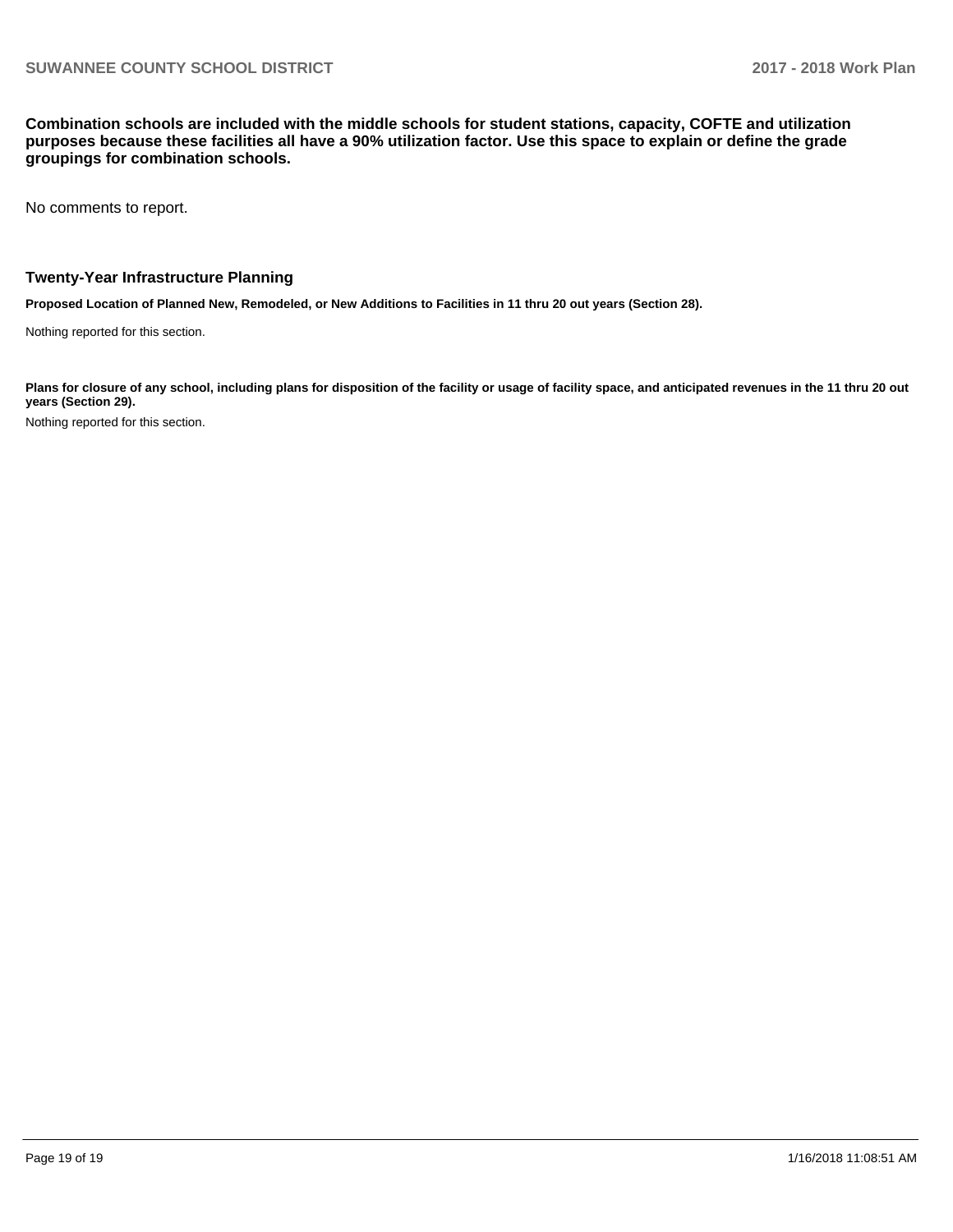**Combination schools are included with the middle schools for student stations, capacity, COFTE and utilization purposes because these facilities all have a 90% utilization factor. Use this space to explain or define the grade groupings for combination schools.**

No comments to report.

## Twenty-Year Infrastructure Planning

**Proposed Location of Planned New, Remodeled, or New Additions to Facilities in 11 thru 20 out years (Section 28).**

Nothing reported for this section.

**Plans for closure of any school, including plans for disposition of the facility or usage of facility space, and anticipated revenues in the 11 thru 20 out years (Section 29).**

Nothing reported for this section.